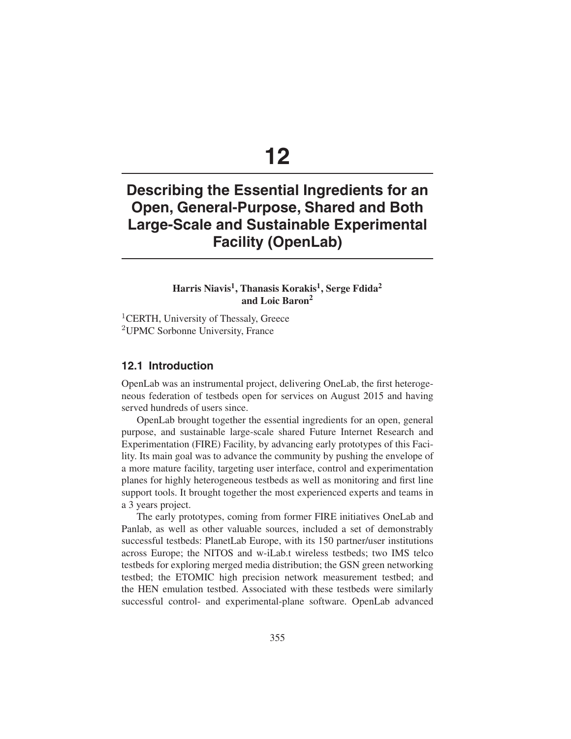# 12

# Describing the Essential Ingredients for an Open, General-Purpose, Shared and Both Large-Scale and Sustainable Experimental Facility (OpenLab)

**Harris Niavis[1], Thanasis Korakis[1], Serge Fdida[2] and Loic Baron[2]**

[1]CERTH, University of Thessaly, Greece
[2]UPMC Sorbonne University, France

## 12.1 Introduction

OpenLab was an instrumental project, delivering OneLab, the first heterogeneous federation of testbeds open for services on August 2015 and having served hundreds of users since.

OpenLab brought together the essential ingredients for an open, general purpose, and sustainable large-scale shared Future Internet Research and Experimentation (FIRE) Facility, by advancing early prototypes of this Facility. Its main goal was to advance the community by pushing the envelope of a more mature facility, targeting user interface, control and experimentation planes for highly heterogeneous testbeds as well as monitoring and first line support tools. It brought together the most experienced experts and teams in a 3 years project.

The early prototypes, coming from former FIRE initiatives OneLab and Panlab, as well as other valuable sources, included a set of demonstrably successful testbeds: PlanetLab Europe, with its 150 partner/user institutions across Europe; the NITOS and w-iLab.t wireless testbeds; two IMS telco testbeds for exploring merged media distribution; the GSN green networking testbed; the ETOMIC high precision network measurement testbed; and the HEN emulation testbed. Associated with these testbeds were similarly successful control- and experimental-plane software. OpenLab advanced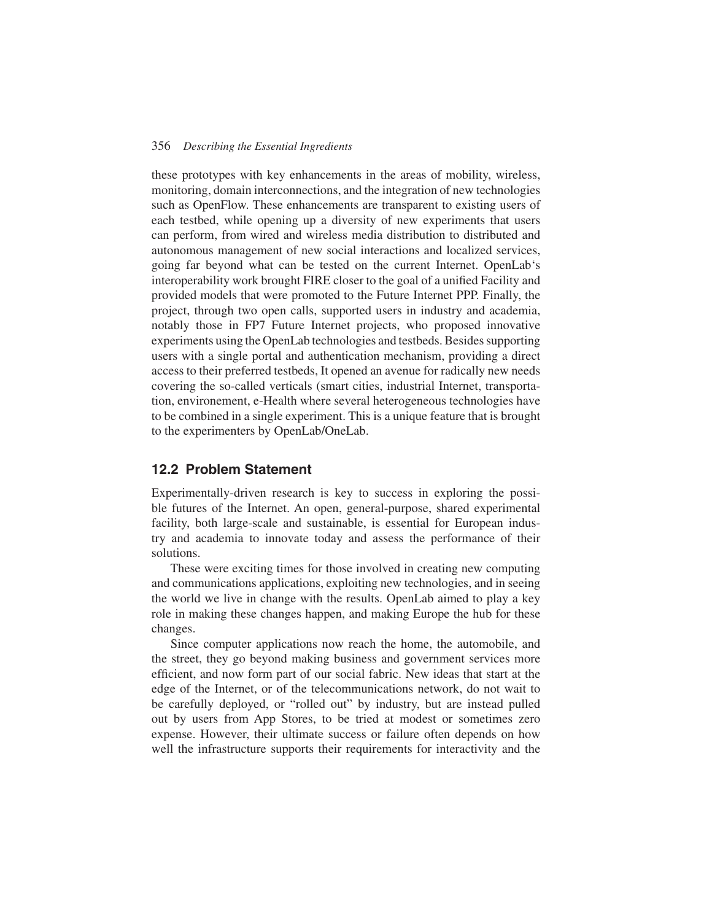these prototypes with key enhancements in the areas of mobility, wireless, monitoring, domain interconnections, and the integration of new technologies such as OpenFlow. These enhancements are transparent to existing users of each testbed, while opening up a diversity of new experiments that users can perform, from wired and wireless media distribution to distributed and autonomous management of new social interactions and localized services, going far beyond what can be tested on the current Internet. OpenLab's interoperability work brought FIRE closer to the goal of a unified Facility and provided models that were promoted to the Future Internet PPP. Finally, the project, through two open calls, supported users in industry and academia, notably those in FP7 Future Internet projects, who proposed innovative experiments using the OpenLab technologies and testbeds. Besides supporting users with a single portal and authentication mechanism, providing a direct access to their preferred testbeds, It opened an avenue for radically new needs covering the so-called verticals (smart cities, industrial Internet, transportation, environement, e-Health where several heterogeneous technologies have to be combined in a single experiment. This is a unique feature that is brought to the experimenters by OpenLab/OneLab.

## 12.2 Problem Statement

Experimentally-driven research is key to success in exploring the possible futures of the Internet. An open, general-purpose, shared experimental facility, both large-scale and sustainable, is essential for European industry and academia to innovate today and assess the performance of their solutions.

These were exciting times for those involved in creating new computing and communications applications, exploiting new technologies, and in seeing the world we live in change with the results. OpenLab aimed to play a key role in making these changes happen, and making Europe the hub for these changes.

Since computer applications now reach the home, the automobile, and the street, they go beyond making business and government services more efficient, and now form part of our social fabric. New ideas that start at the edge of the Internet, or of the telecommunications network, do not wait to be carefully deployed, or "rolled out" by industry, but are instead pulled out by users from App Stores, to be tried at modest or sometimes zero expense. However, their ultimate success or failure often depends on how well the infrastructure supports their requirements for interactivity and the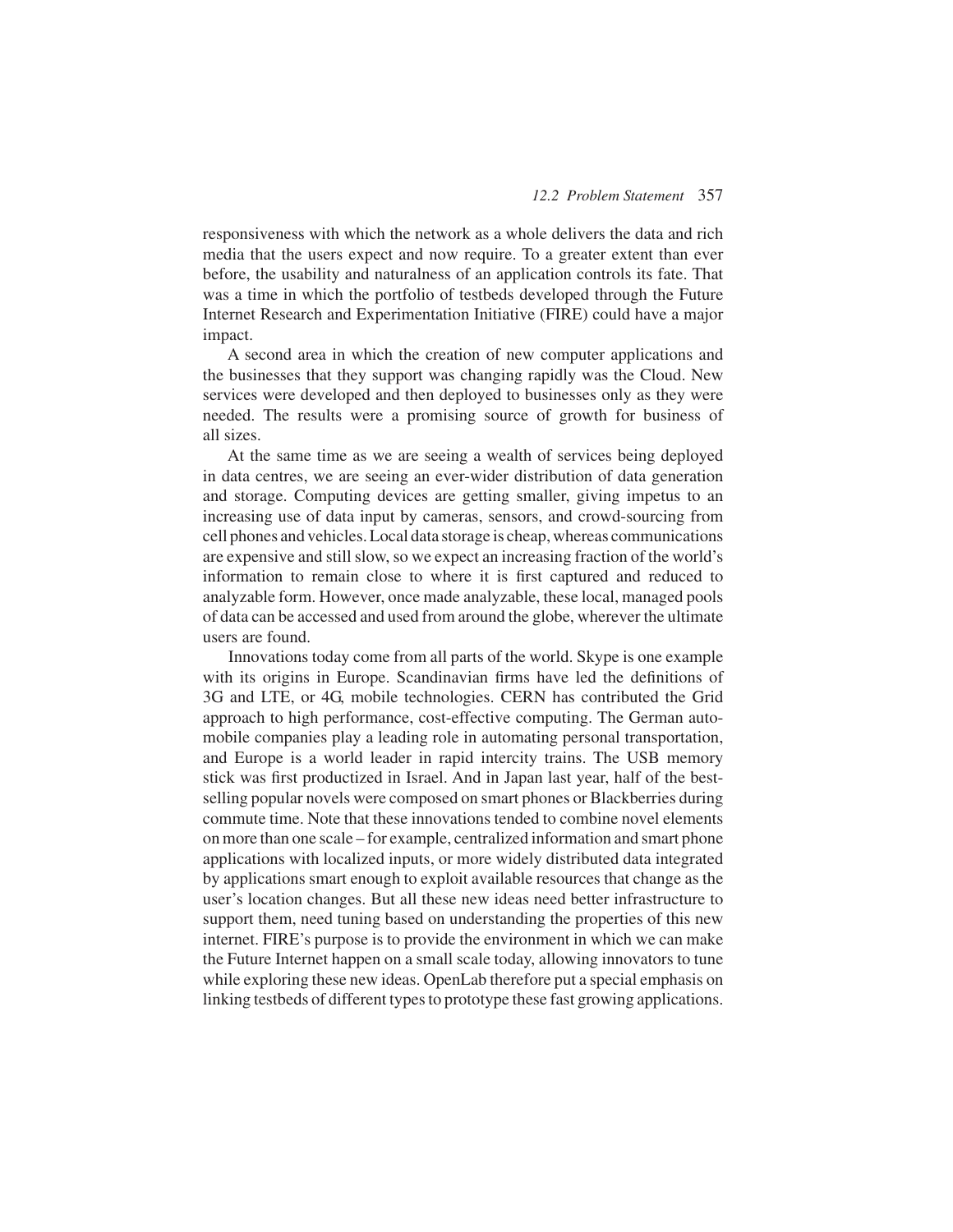responsiveness with which the network as a whole delivers the data and rich media that the users expect and now require. To a greater extent than ever before, the usability and naturalness of an application controls its fate. That was a time in which the portfolio of testbeds developed through the Future Internet Research and Experimentation Initiative (FIRE) could have a major impact.

A second area in which the creation of new computer applications and the businesses that they support was changing rapidly was the Cloud. New services were developed and then deployed to businesses only as they were needed. The results were a promising source of growth for business of all sizes.

At the same time as we are seeing a wealth of services being deployed in data centres, we are seeing an ever-wider distribution of data generation and storage. Computing devices are getting smaller, giving impetus to an increasing use of data input by cameras, sensors, and crowd-sourcing from cell phones and vehicles. Local data storage is cheap, whereas communications are expensive and still slow, so we expect an increasing fraction of the world's information to remain close to where it is first captured and reduced to analyzable form. However, once made analyzable, these local, managed pools of data can be accessed and used from around the globe, wherever the ultimate users are found.

Innovations today come from all parts of the world. Skype is one example with its origins in Europe. Scandinavian firms have led the definitions of 3G and LTE, or 4G, mobile technologies. CERN has contributed the Grid approach to high performance, cost-effective computing. The German automobile companies play a leading role in automating personal transportation, and Europe is a world leader in rapid intercity trains. The USB memory stick was first productized in Israel. And in Japan last year, half of the best-selling popular novels were composed on smart phones or Blackberries during commute time. Note that these innovations tended to combine novel elements on more than one scale – for example, centralized information and smart phone applications with localized inputs, or more widely distributed data integrated by applications smart enough to exploit available resources that change as the user's location changes. But all these new ideas need better infrastructure to support them, need tuning based on understanding the properties of this new internet. FIRE's purpose is to provide the environment in which we can make the Future Internet happen on a small scale today, allowing innovators to tune while exploring these new ideas. OpenLab therefore put a special emphasis on linking testbeds of different types to prototype these fast growing applications.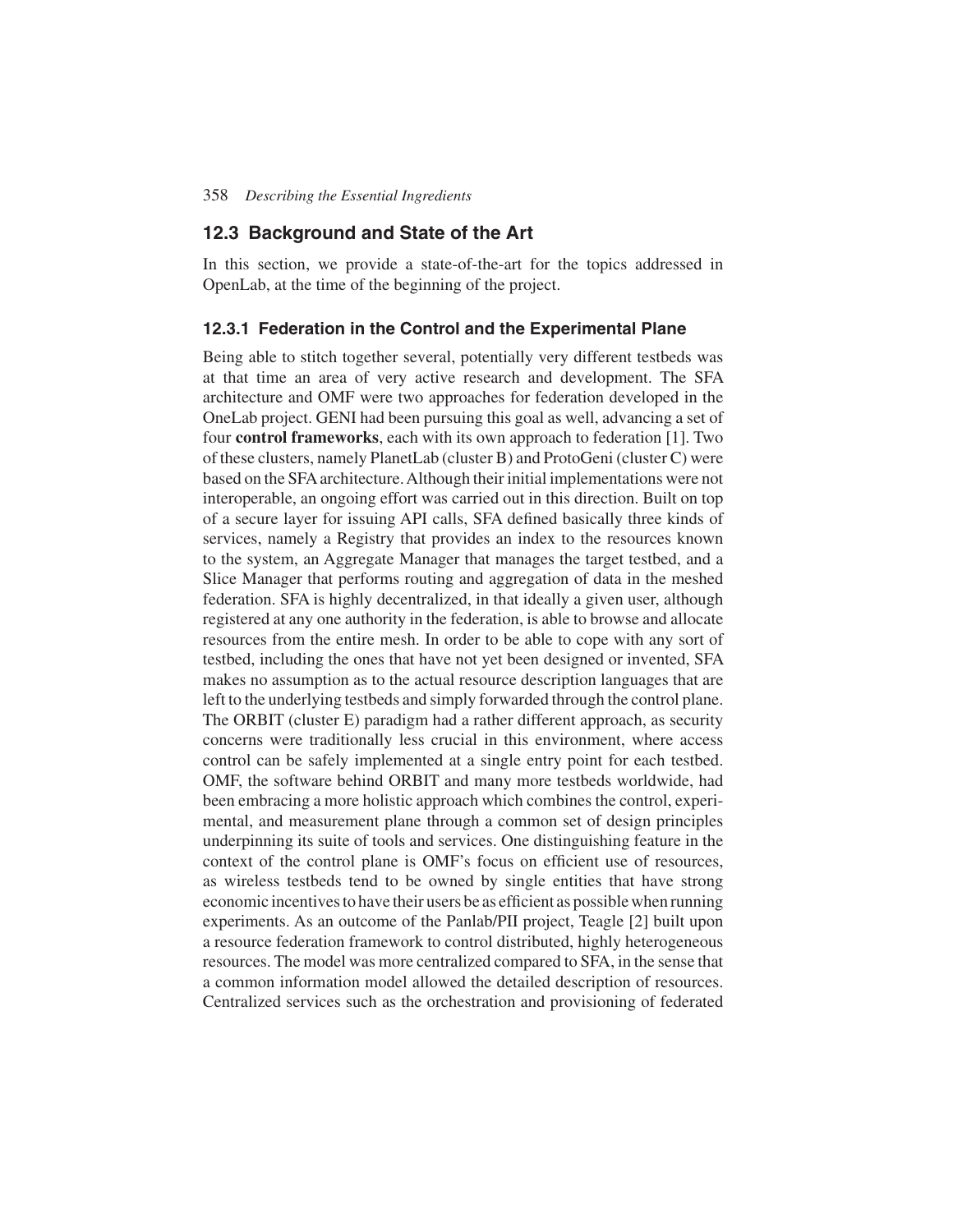## 12.3 Background and State of the Art

In this section, we provide a state-of-the-art for the topics addressed in OpenLab, at the time of the beginning of the project.

### 12.3.1 Federation in the Control and the Experimental Plane

Being able to stitch together several, potentially very different testbeds was at that time an area of very active research and development. The SFA architecture and OMF were two approaches for federation developed in the OneLab project. GENI had been pursuing this goal as well, advancing a set of four **control frameworks**, each with its own approach to federation [1]. Two of these clusters, namely PlanetLab (cluster B) and ProtoGeni (cluster C) were based on the SFA architecture. Although their initial implementations were not interoperable, an ongoing effort was carried out in this direction. Built on top of a secure layer for issuing API calls, SFA defined basically three kinds of services, namely a Registry that provides an index to the resources known to the system, an Aggregate Manager that manages the target testbed, and a Slice Manager that performs routing and aggregation of data in the meshed federation. SFA is highly decentralized, in that ideally a given user, although registered at any one authority in the federation, is able to browse and allocate resources from the entire mesh. In order to be able to cope with any sort of testbed, including the ones that have not yet been designed or invented, SFA makes no assumption as to the actual resource description languages that are left to the underlying testbeds and simply forwarded through the control plane. The ORBIT (cluster E) paradigm had a rather different approach, as security concerns were traditionally less crucial in this environment, where access control can be safely implemented at a single entry point for each testbed. OMF, the software behind ORBIT and many more testbeds worldwide, had been embracing a more holistic approach which combines the control, experimental, and measurement plane through a common set of design principles underpinning its suite of tools and services. One distinguishing feature in the context of the control plane is OMF's focus on efficient use of resources, as wireless testbeds tend to be owned by single entities that have strong economic incentives to have their users be as efficient as possible when running experiments. As an outcome of the Panlab/PII project, Teagle [2] built upon a resource federation framework to control distributed, highly heterogeneous resources. The model was more centralized compared to SFA, in the sense that a common information model allowed the detailed description of resources. Centralized services such as the orchestration and provisioning of federated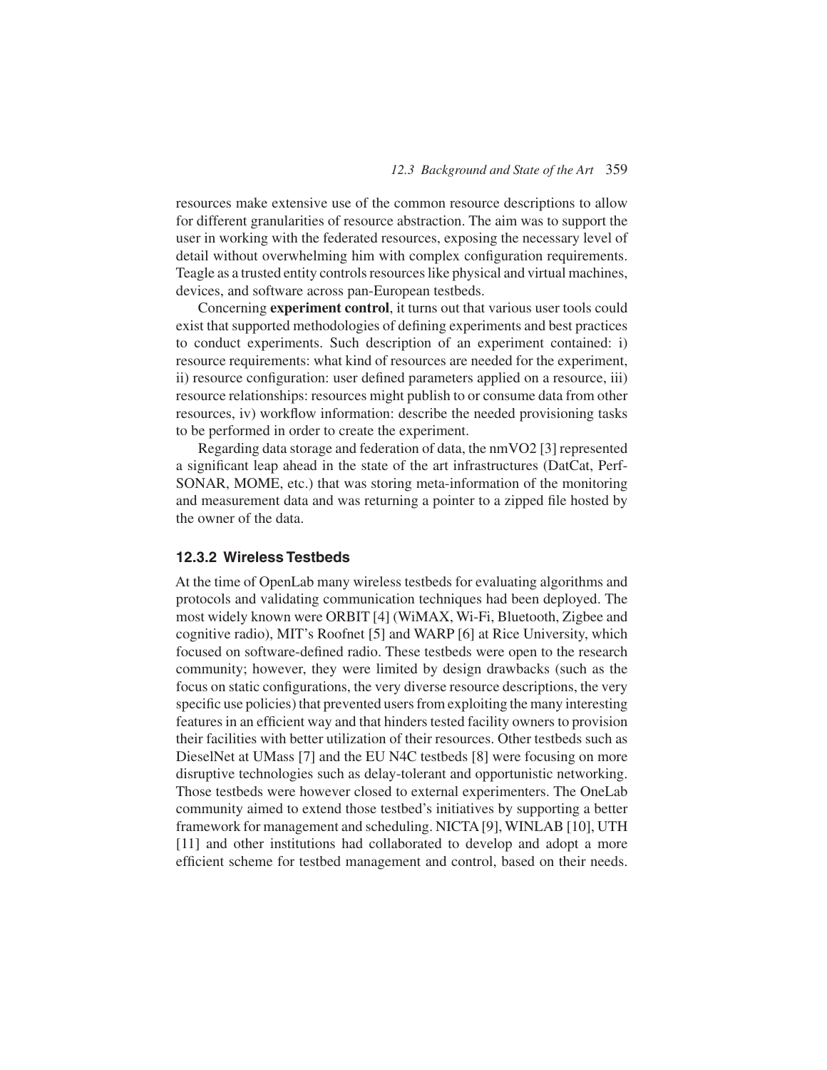resources make extensive use of the common resource descriptions to allow for different granularities of resource abstraction. The aim was to support the user in working with the federated resources, exposing the necessary level of detail without overwhelming him with complex configuration requirements. Teagle as a trusted entity controls resources like physical and virtual machines, devices, and software across pan-European testbeds.

Concerning **experiment control**, it turns out that various user tools could exist that supported methodologies of defining experiments and best practices to conduct experiments. Such description of an experiment contained: i) resource requirements: what kind of resources are needed for the experiment, ii) resource configuration: user defined parameters applied on a resource, iii) resource relationships: resources might publish to or consume data from other resources, iv) workflow information: describe the needed provisioning tasks to be performed in order to create the experiment.

Regarding data storage and federation of data, the nmVO2 [3] represented a significant leap ahead in the state of the art infrastructures (DatCat, Perf-SONAR, MOME, etc.) that was storing meta-information of the monitoring and measurement data and was returning a pointer to a zipped file hosted by the owner of the data.

### 12.3.2 Wireless Testbeds

At the time of OpenLab many wireless testbeds for evaluating algorithms and protocols and validating communication techniques had been deployed. The most widely known were ORBIT [4] (WiMAX, Wi-Fi, Bluetooth, Zigbee and cognitive radio), MIT's Roofnet [5] and WARP [6] at Rice University, which focused on software-defined radio. These testbeds were open to the research community; however, they were limited by design drawbacks (such as the focus on static configurations, the very diverse resource descriptions, the very specific use policies) that prevented users from exploiting the many interesting features in an efficient way and that hinders tested facility owners to provision their facilities with better utilization of their resources. Other testbeds such as DieselNet at UMass [7] and the EU N4C testbeds [8] were focusing on more disruptive technologies such as delay-tolerant and opportunistic networking. Those testbeds were however closed to external experimenters. The OneLab community aimed to extend those testbed's initiatives by supporting a better framework for management and scheduling. NICTA [9], WINLAB [10], UTH [11] and other institutions had collaborated to develop and adopt a more efficient scheme for testbed management and control, based on their needs.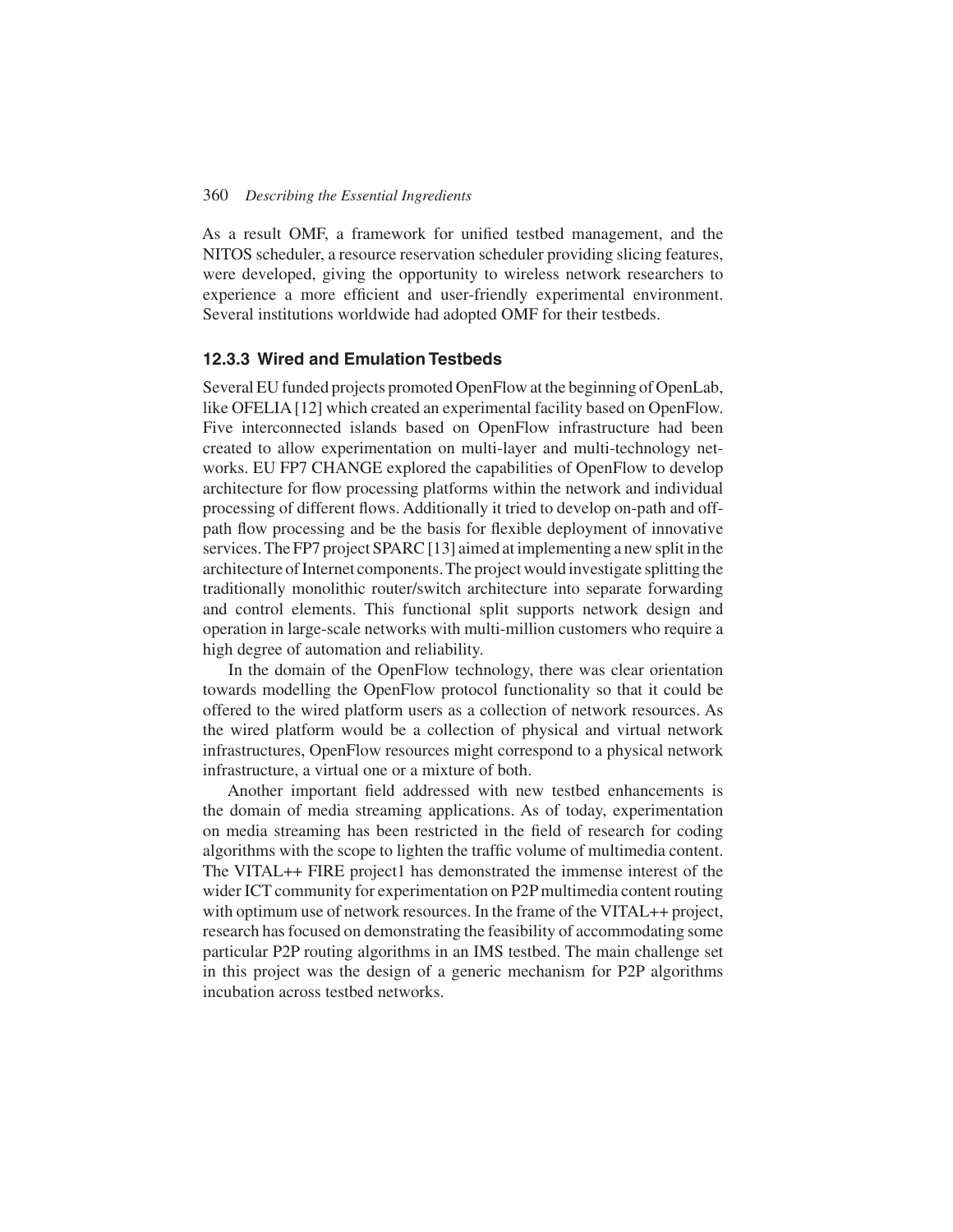As a result OMF, a framework for unified testbed management, and the NITOS scheduler, a resource reservation scheduler providing slicing features, were developed, giving the opportunity to wireless network researchers to experience a more efficient and user-friendly experimental environment. Several institutions worldwide had adopted OMF for their testbeds.

### 12.3.3 Wired and Emulation Testbeds

Several EU funded projects promoted OpenFlow at the beginning of OpenLab, like OFELIA [12] which created an experimental facility based on OpenFlow. Five interconnected islands based on OpenFlow infrastructure had been created to allow experimentation on multi-layer and multi-technology networks. EU FP7 CHANGE explored the capabilities of OpenFlow to develop architecture for flow processing platforms within the network and individual processing of different flows. Additionally it tried to develop on-path and off-path flow processing and be the basis for flexible deployment of innovative services. The FP7 project SPARC [13] aimed at implementing a new split in the architecture of Internet components. The project would investigate splitting the traditionally monolithic router/switch architecture into separate forwarding and control elements. This functional split supports network design and operation in large-scale networks with multi-million customers who require a high degree of automation and reliability.

In the domain of the OpenFlow technology, there was clear orientation towards modelling the OpenFlow protocol functionality so that it could be offered to the wired platform users as a collection of network resources. As the wired platform would be a collection of physical and virtual network infrastructures, OpenFlow resources might correspond to a physical network infrastructure, a virtual one or a mixture of both.

Another important field addressed with new testbed enhancements is the domain of media streaming applications. As of today, experimentation on media streaming has been restricted in the field of research for coding algorithms with the scope to lighten the traffic volume of multimedia content. The VITAL++ FIRE project1 has demonstrated the immense interest of the wider ICT community for experimentation on P2P multimedia content routing with optimum use of network resources. In the frame of the VITAL++ project, research has focused on demonstrating the feasibility of accommodating some particular P2P routing algorithms in an IMS testbed. The main challenge set in this project was the design of a generic mechanism for P2P algorithms incubation across testbed networks.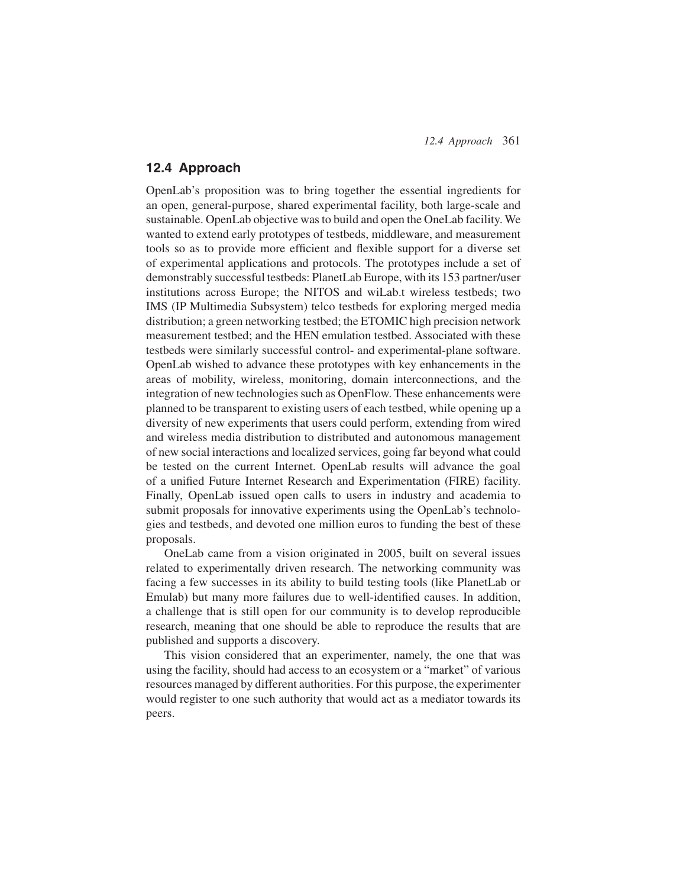## 12.4 Approach

OpenLab's proposition was to bring together the essential ingredients for an open, general-purpose, shared experimental facility, both large-scale and sustainable. OpenLab objective was to build and open the OneLab facility. We wanted to extend early prototypes of testbeds, middleware, and measurement tools so as to provide more efficient and flexible support for a diverse set of experimental applications and protocols. The prototypes include a set of demonstrably successful testbeds: PlanetLab Europe, with its 153 partner/user institutions across Europe; the NITOS and wiLab.t wireless testbeds; two IMS (IP Multimedia Subsystem) telco testbeds for exploring merged media distribution; a green networking testbed; the ETOMIC high precision network measurement testbed; and the HEN emulation testbed. Associated with these testbeds were similarly successful control- and experimental-plane software. OpenLab wished to advance these prototypes with key enhancements in the areas of mobility, wireless, monitoring, domain interconnections, and the integration of new technologies such as OpenFlow. These enhancements were planned to be transparent to existing users of each testbed, while opening up a diversity of new experiments that users could perform, extending from wired and wireless media distribution to distributed and autonomous management of new social interactions and localized services, going far beyond what could be tested on the current Internet. OpenLab results will advance the goal of a unified Future Internet Research and Experimentation (FIRE) facility. Finally, OpenLab issued open calls to users in industry and academia to submit proposals for innovative experiments using the OpenLab's technologies and testbeds, and devoted one million euros to funding the best of these proposals.

OneLab came from a vision originated in 2005, built on several issues related to experimentally driven research. The networking community was facing a few successes in its ability to build testing tools (like PlanetLab or Emulab) but many more failures due to well-identified causes. In addition, a challenge that is still open for our community is to develop reproducible research, meaning that one should be able to reproduce the results that are published and supports a discovery.

This vision considered that an experimenter, namely, the one that was using the facility, should had access to an ecosystem or a "market" of various resources managed by different authorities. For this purpose, the experimenter would register to one such authority that would act as a mediator towards its peers.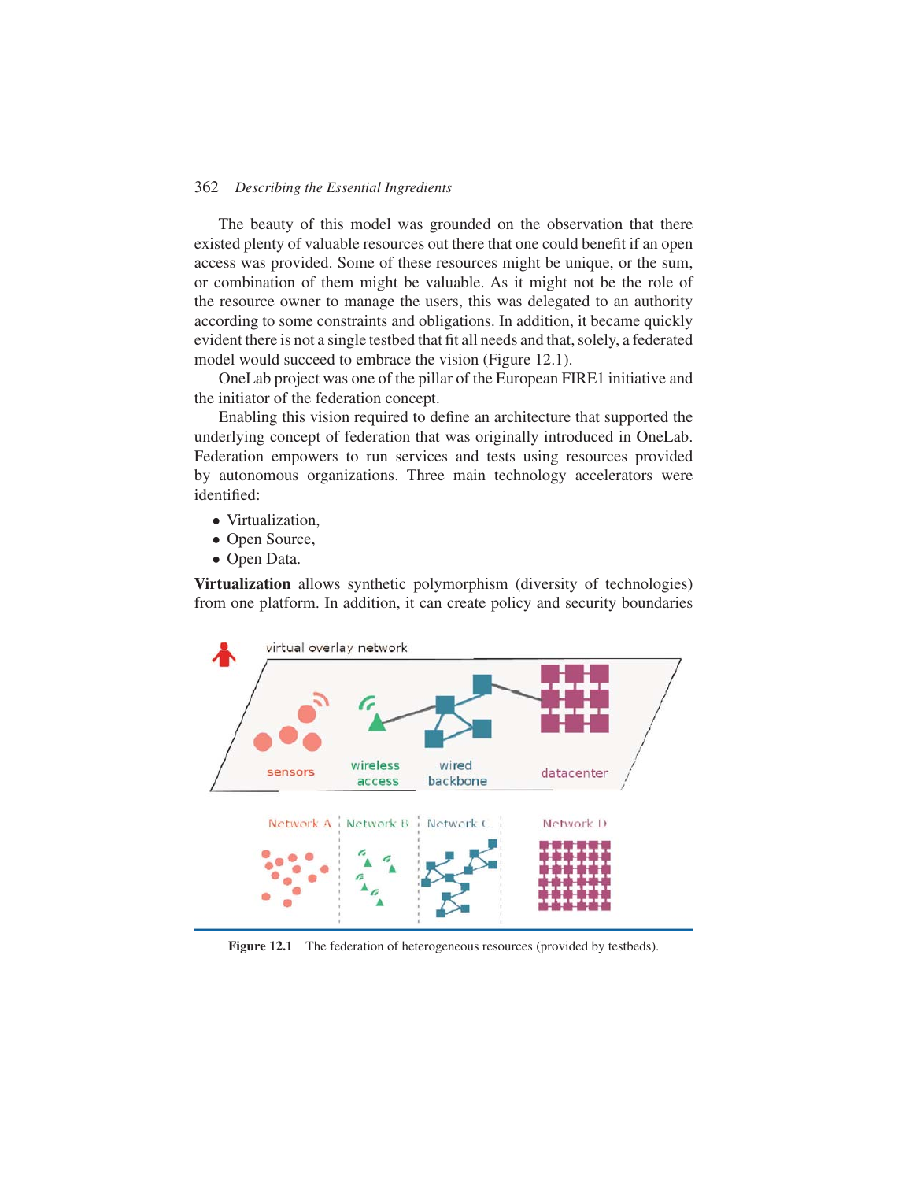The beauty of this model was grounded on the observation that there existed plenty of valuable resources out there that one could benefit if an open access was provided. Some of these resources might be unique, or the sum, or combination of them might be valuable. As it might not be the role of the resource owner to manage the users, this was delegated to an authority according to some constraints and obligations. In addition, it became quickly evident there is not a single testbed that fit all needs and that, solely, a federated model would succeed to embrace the vision (Figure 12.1).

OneLab project was one of the pillar of the European FIRE1 initiative and the initiator of the federation concept.

Enabling this vision required to define an architecture that supported the underlying concept of federation that was originally introduced in OneLab. Federation empowers to run services and tests using resources provided by autonomous organizations. Three main technology accelerators were identified:

- Virtualization,
- Open Source,
- Open Data.

**Virtualization** allows synthetic polymorphism (diversity of technologies) from one platform. In addition, it can create policy and security boundaries

**Figure 12.1** The federation of heterogeneous resources (provided by testbeds).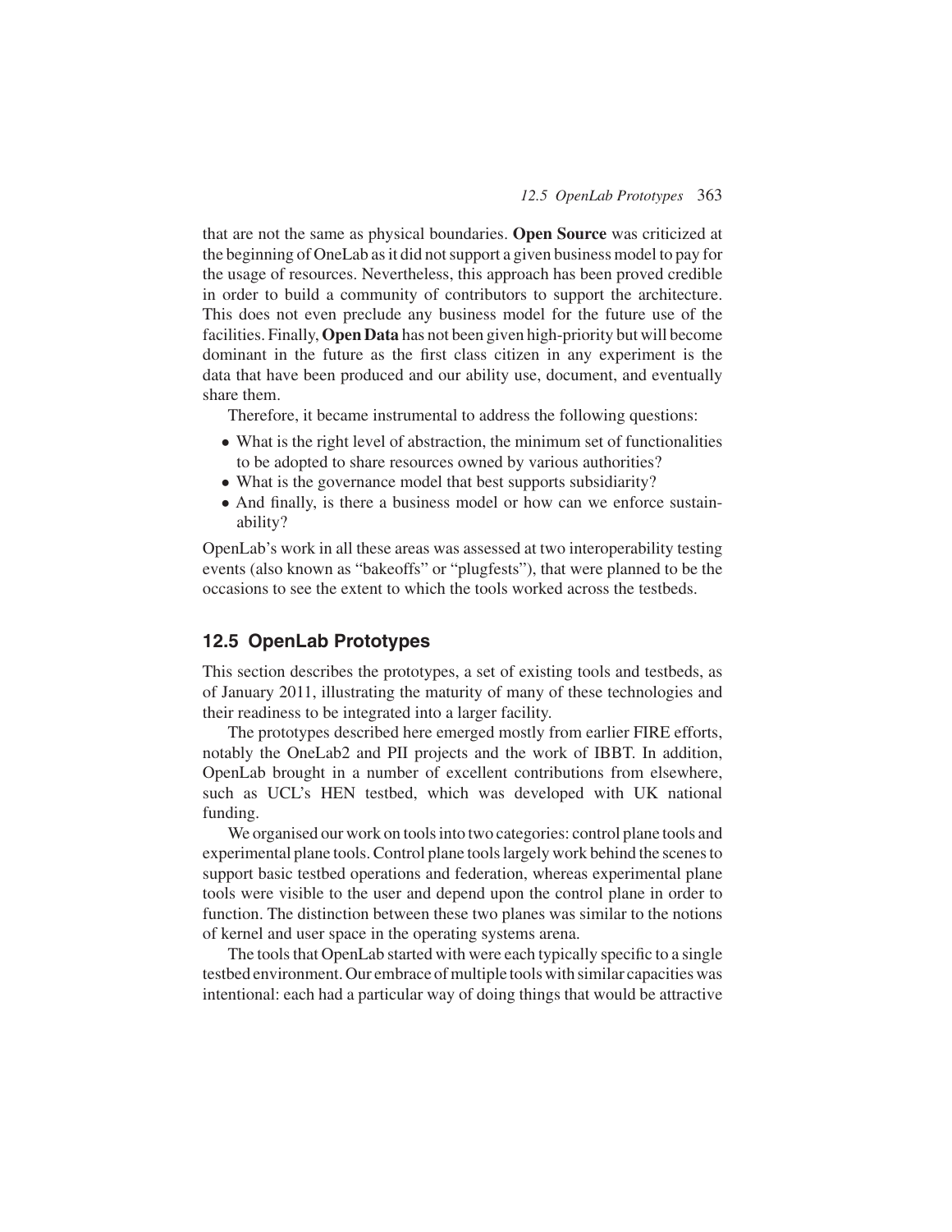that are not the same as physical boundaries. **Open Source** was criticized at the beginning of OneLab as it did not support a given business model to pay for the usage of resources. Nevertheless, this approach has been proved credible in order to build a community of contributors to support the architecture. This does not even preclude any business model for the future use of the facilities. Finally, **Open Data** has not been given high-priority but will become dominant in the future as the first class citizen in any experiment is the data that have been produced and our ability use, document, and eventually share them.

Therefore, it became instrumental to address the following questions:

- What is the right level of abstraction, the minimum set of functionalities to be adopted to share resources owned by various authorities?
- What is the governance model that best supports subsidiarity?
- And finally, is there a business model or how can we enforce sustainability?

OpenLab's work in all these areas was assessed at two interoperability testing events (also known as "bakeoffs" or "plugfests"), that were planned to be the occasions to see the extent to which the tools worked across the testbeds.

## 12.5 OpenLab Prototypes

This section describes the prototypes, a set of existing tools and testbeds, as of January 2011, illustrating the maturity of many of these technologies and their readiness to be integrated into a larger facility.

The prototypes described here emerged mostly from earlier FIRE efforts, notably the OneLab2 and PII projects and the work of IBBT. In addition, OpenLab brought in a number of excellent contributions from elsewhere, such as UCL's HEN testbed, which was developed with UK national funding.

We organised our work on tools into two categories: control plane tools and experimental plane tools. Control plane tools largely work behind the scenes to support basic testbed operations and federation, whereas experimental plane tools were visible to the user and depend upon the control plane in order to function. The distinction between these two planes was similar to the notions of kernel and user space in the operating systems arena.

The tools that OpenLab started with were each typically specific to a single testbed environment. Our embrace of multiple tools with similar capacities was intentional: each had a particular way of doing things that would be attractive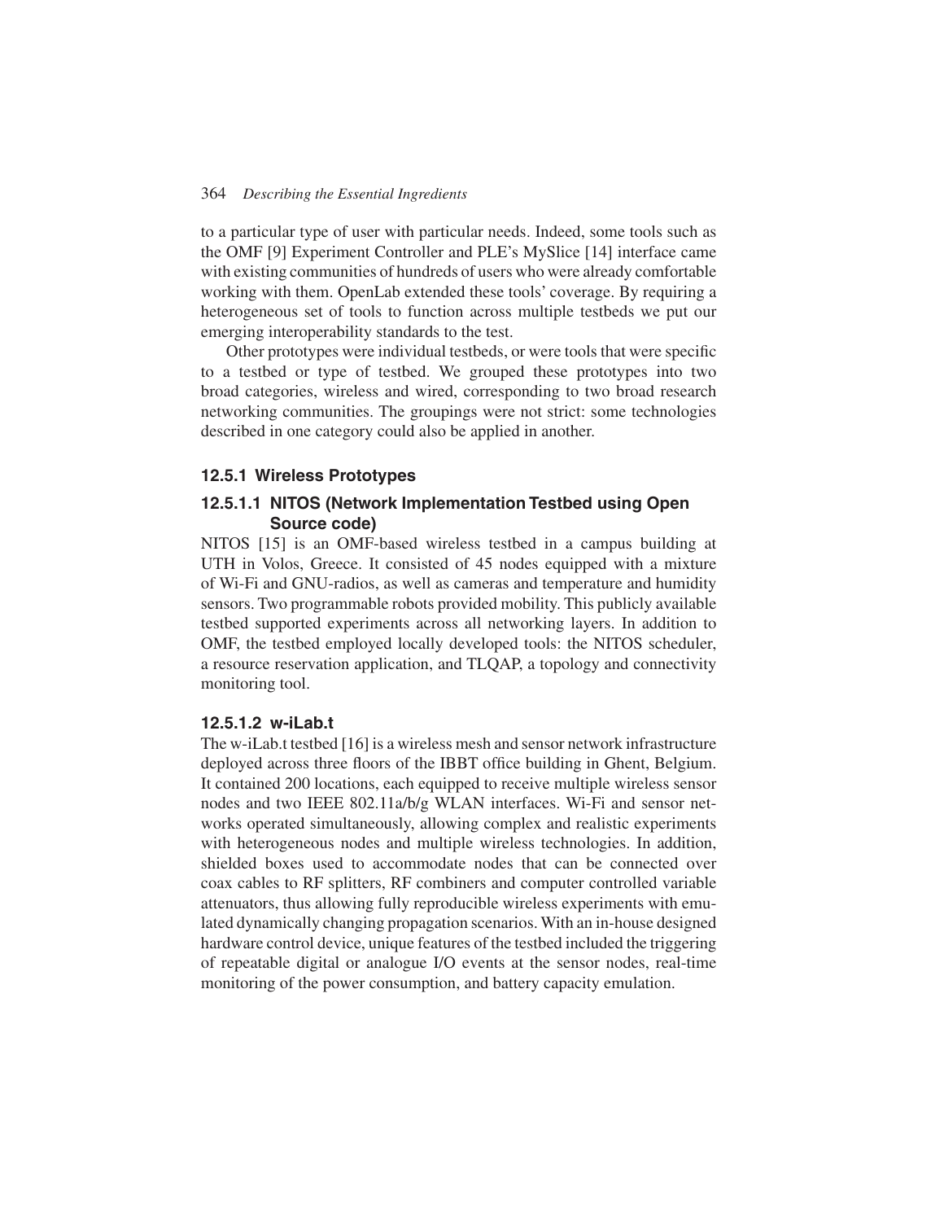to a particular type of user with particular needs. Indeed, some tools such as the OMF [9] Experiment Controller and PLE's MySlice [14] interface came with existing communities of hundreds of users who were already comfortable working with them. OpenLab extended these tools' coverage. By requiring a heterogeneous set of tools to function across multiple testbeds we put our emerging interoperability standards to the test.

Other prototypes were individual testbeds, or were tools that were specific to a testbed or type of testbed. We grouped these prototypes into two broad categories, wireless and wired, corresponding to two broad research networking communities. The groupings were not strict: some technologies described in one category could also be applied in another.

### 12.5.1 Wireless Prototypes

#### 12.5.1.1 NITOS (Network Implementation Testbed using Open Source code)

NITOS [15] is an OMF-based wireless testbed in a campus building at UTH in Volos, Greece. It consisted of 45 nodes equipped with a mixture of Wi-Fi and GNU-radios, as well as cameras and temperature and humidity sensors. Two programmable robots provided mobility. This publicly available testbed supported experiments across all networking layers. In addition to OMF, the testbed employed locally developed tools: the NITOS scheduler, a resource reservation application, and TLQAP, a topology and connectivity monitoring tool.

#### 12.5.1.2 w-iLab.t

The w-iLab.t testbed [16] is a wireless mesh and sensor network infrastructure deployed across three floors of the IBBT office building in Ghent, Belgium. It contained 200 locations, each equipped to receive multiple wireless sensor nodes and two IEEE 802.11a/b/g WLAN interfaces. Wi-Fi and sensor networks operated simultaneously, allowing complex and realistic experiments with heterogeneous nodes and multiple wireless technologies. In addition, shielded boxes used to accommodate nodes that can be connected over coax cables to RF splitters, RF combiners and computer controlled variable attenuators, thus allowing fully reproducible wireless experiments with emulated dynamically changing propagation scenarios. With an in-house designed hardware control device, unique features of the testbed included the triggering of repeatable digital or analogue I/O events at the sensor nodes, real-time monitoring of the power consumption, and battery capacity emulation.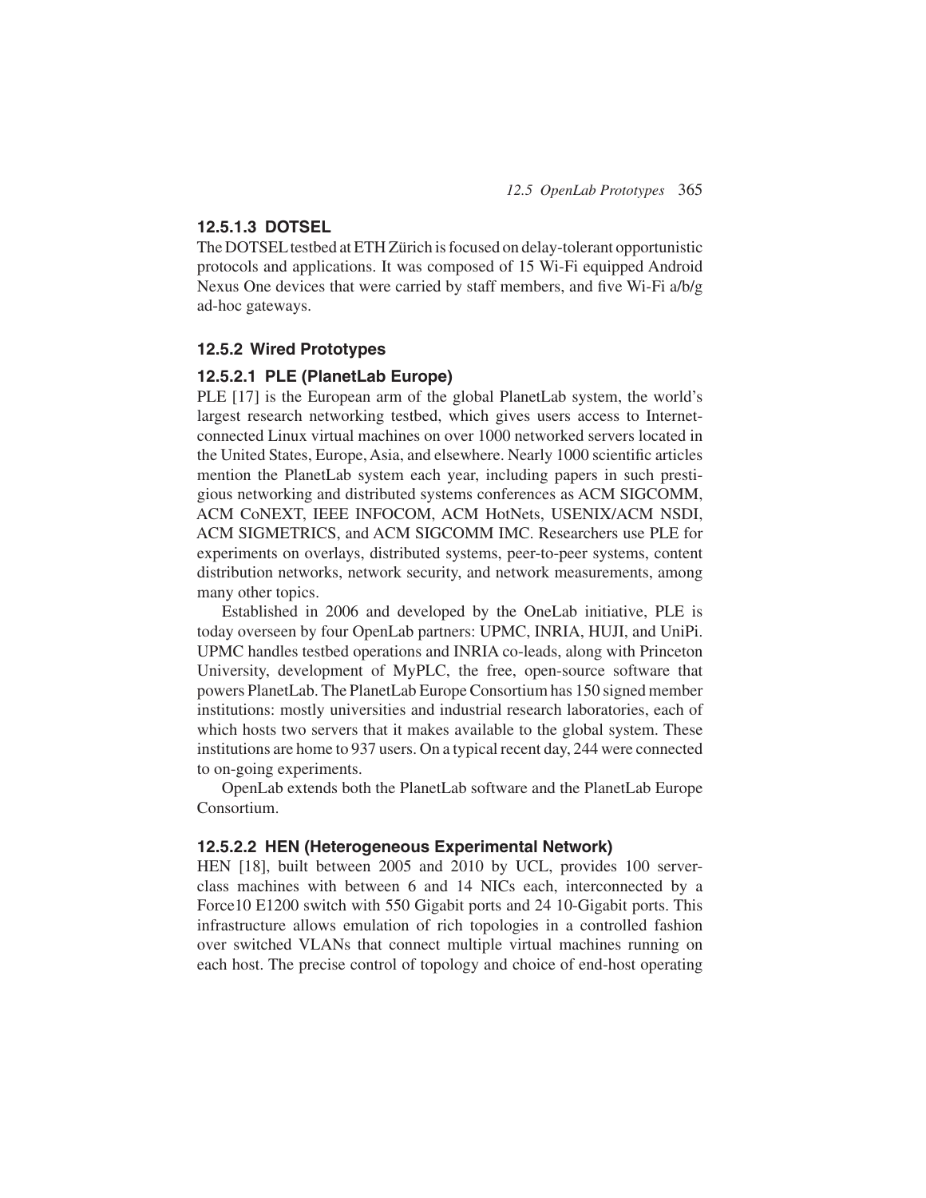#### 12.5.1.3 DOTSEL

The DOTSEL testbed at ETH Zürich is focused on delay-tolerant opportunistic protocols and applications. It was composed of 15 Wi-Fi equipped Android Nexus One devices that were carried by staff members, and five Wi-Fi a/b/g ad-hoc gateways.

### 12.5.2 Wired Prototypes

#### 12.5.2.1 PLE (PlanetLab Europe)

PLE [17] is the European arm of the global PlanetLab system, the world's largest research networking testbed, which gives users access to Internet-connected Linux virtual machines on over 1000 networked servers located in the United States, Europe, Asia, and elsewhere. Nearly 1000 scientific articles mention the PlanetLab system each year, including papers in such prestigious networking and distributed systems conferences as ACM SIGCOMM, ACM CoNEXT, IEEE INFOCOM, ACM HotNets, USENIX/ACM NSDI, ACM SIGMETRICS, and ACM SIGCOMM IMC. Researchers use PLE for experiments on overlays, distributed systems, peer-to-peer systems, content distribution networks, network security, and network measurements, among many other topics.

Established in 2006 and developed by the OneLab initiative, PLE is today overseen by four OpenLab partners: UPMC, INRIA, HUJI, and UniPi. UPMC handles testbed operations and INRIA co-leads, along with Princeton University, development of MyPLC, the free, open-source software that powers PlanetLab. The PlanetLab Europe Consortium has 150 signed member institutions: mostly universities and industrial research laboratories, each of which hosts two servers that it makes available to the global system. These institutions are home to 937 users. On a typical recent day, 244 were connected to on-going experiments.

OpenLab extends both the PlanetLab software and the PlanetLab Europe Consortium.

#### 12.5.2.2 HEN (Heterogeneous Experimental Network)

HEN [18], built between 2005 and 2010 by UCL, provides 100 server-class machines with between 6 and 14 NICs each, interconnected by a Force10 E1200 switch with 550 Gigabit ports and 24 10-Gigabit ports. This infrastructure allows emulation of rich topologies in a controlled fashion over switched VLANs that connect multiple virtual machines running on each host. The precise control of topology and choice of end-host operating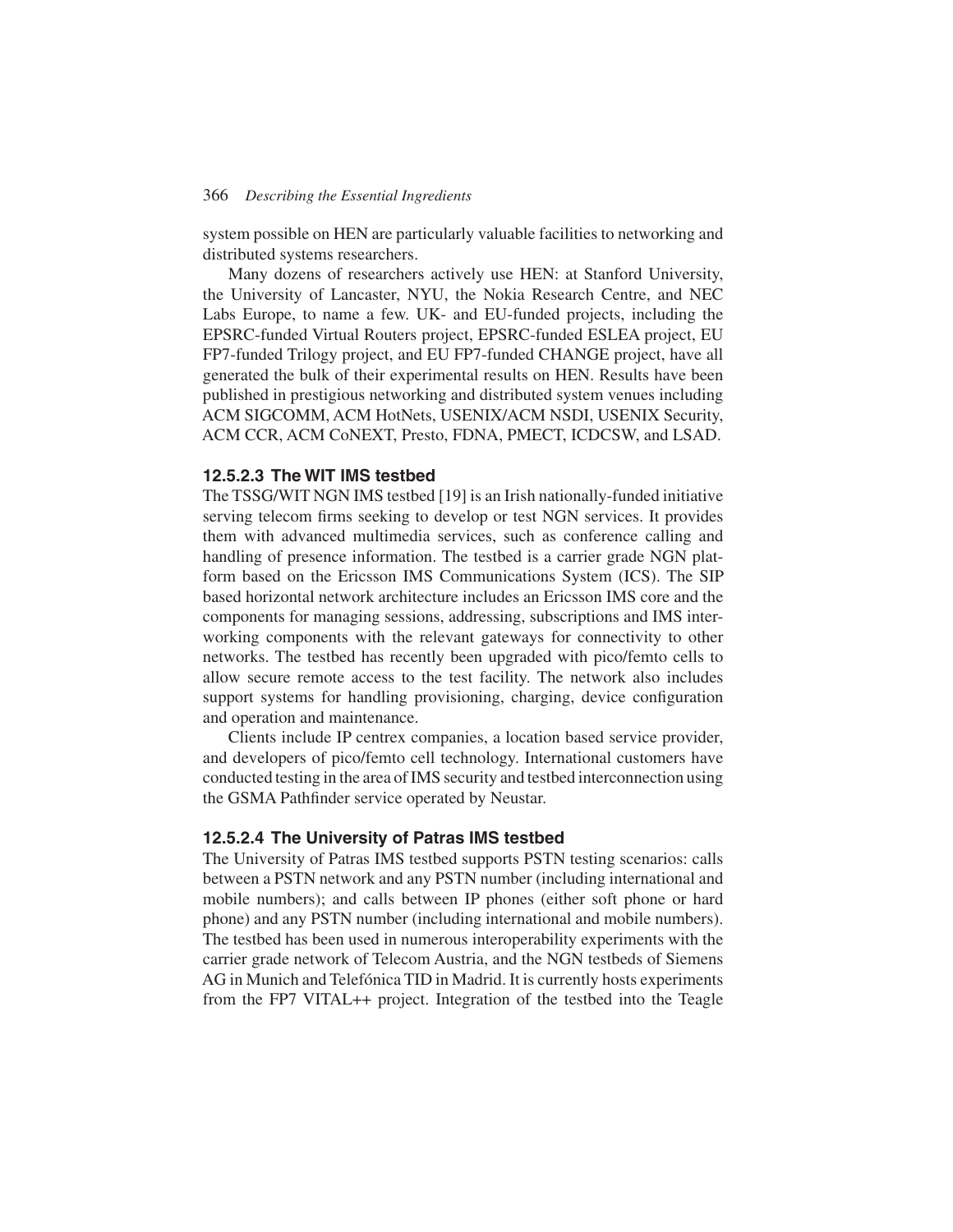system possible on HEN are particularly valuable facilities to networking and distributed systems researchers.

Many dozens of researchers actively use HEN: at Stanford University, the University of Lancaster, NYU, the Nokia Research Centre, and NEC Labs Europe, to name a few. UK- and EU-funded projects, including the EPSRC-funded Virtual Routers project, EPSRC-funded ESLEA project, EU FP7-funded Trilogy project, and EU FP7-funded CHANGE project, have all generated the bulk of their experimental results on HEN. Results have been published in prestigious networking and distributed system venues including ACM SIGCOMM, ACM HotNets, USENIX/ACM NSDI, USENIX Security, ACM CCR, ACM CoNEXT, Presto, FDNA, PMECT, ICDCSW, and LSAD.

#### 12.5.2.3 The WIT IMS testbed

The TSSG/WIT NGN IMS testbed [19] is an Irish nationally-funded initiative serving telecom firms seeking to develop or test NGN services. It provides them with advanced multimedia services, such as conference calling and handling of presence information. The testbed is a carrier grade NGN platform based on the Ericsson IMS Communications System (ICS). The SIP based horizontal network architecture includes an Ericsson IMS core and the components for managing sessions, addressing, subscriptions and IMS interworking components with the relevant gateways for connectivity to other networks. The testbed has recently been upgraded with pico/femto cells to allow secure remote access to the test facility. The network also includes support systems for handling provisioning, charging, device configuration and operation and maintenance.

Clients include IP centrex companies, a location based service provider, and developers of pico/femto cell technology. International customers have conducted testing in the area of IMS security and testbed interconnection using the GSMA Pathfinder service operated by Neustar.

#### 12.5.2.4 The University of Patras IMS testbed

The University of Patras IMS testbed supports PSTN testing scenarios: calls between a PSTN network and any PSTN number (including international and mobile numbers); and calls between IP phones (either soft phone or hard phone) and any PSTN number (including international and mobile numbers). The testbed has been used in numerous interoperability experiments with the carrier grade network of Telecom Austria, and the NGN testbeds of Siemens AG in Munich and Telefónica TID in Madrid. It is currently hosts experiments from the FP7 VITAL++ project. Integration of the testbed into the Teagle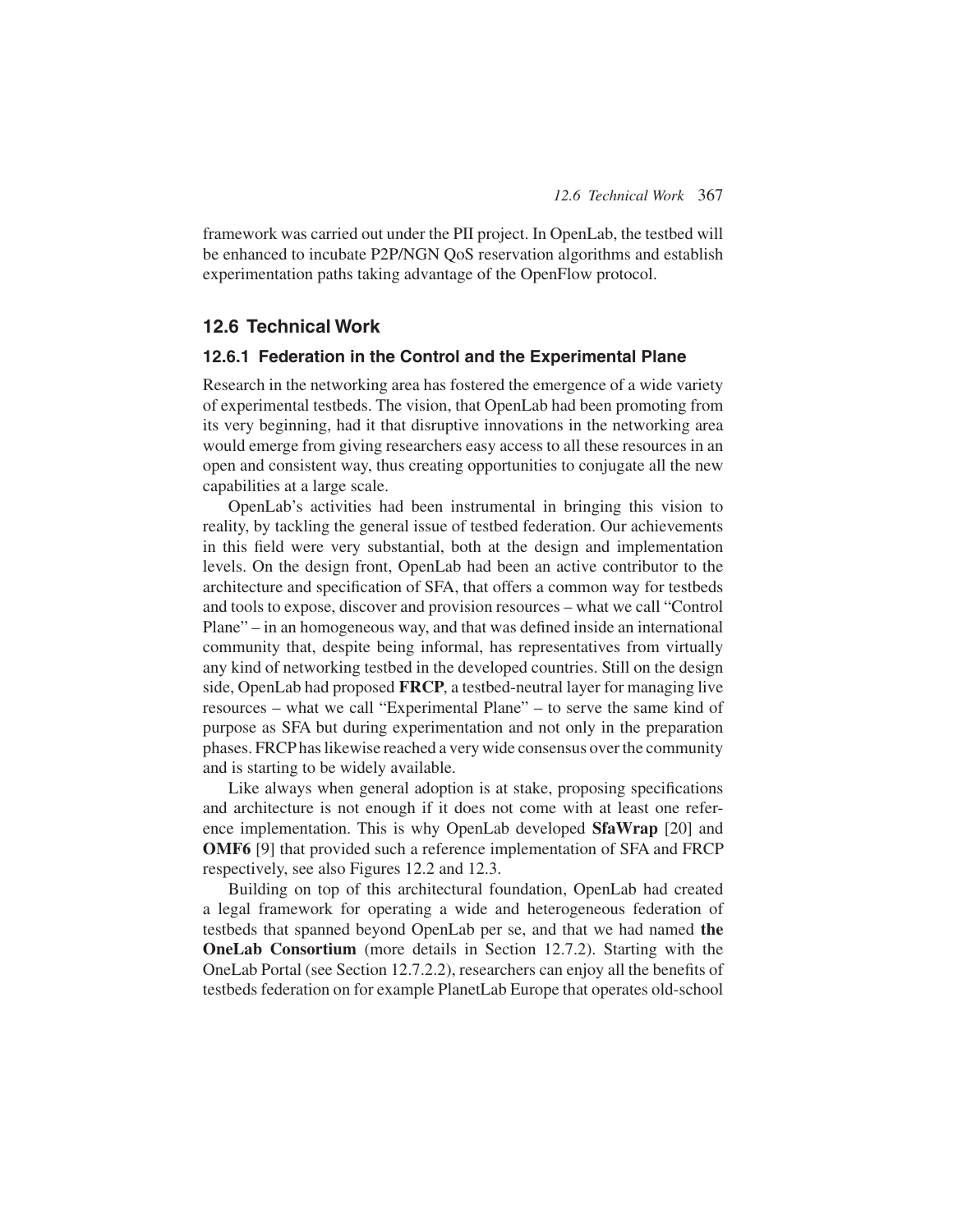framework was carried out under the PII project. In OpenLab, the testbed will be enhanced to incubate P2P/NGN QoS reservation algorithms and establish experimentation paths taking advantage of the OpenFlow protocol.

## 12.6 Technical Work

### 12.6.1 Federation in the Control and the Experimental Plane

Research in the networking area has fostered the emergence of a wide variety of experimental testbeds. The vision, that OpenLab had been promoting from its very beginning, had it that disruptive innovations in the networking area would emerge from giving researchers easy access to all these resources in an open and consistent way, thus creating opportunities to conjugate all the new capabilities at a large scale.

OpenLab's activities had been instrumental in bringing this vision to reality, by tackling the general issue of testbed federation. Our achievements in this field were very substantial, both at the design and implementation levels. On the design front, OpenLab had been an active contributor to the architecture and specification of SFA, that offers a common way for testbeds and tools to expose, discover and provision resources – what we call "Control Plane" – in an homogeneous way, and that was defined inside an international community that, despite being informal, has representatives from virtually any kind of networking testbed in the developed countries. Still on the design side, OpenLab had proposed **FRCP**, a testbed-neutral layer for managing live resources – what we call "Experimental Plane" – to serve the same kind of purpose as SFA but during experimentation and not only in the preparation phases. FRCP has likewise reached a very wide consensus over the community and is starting to be widely available.

Like always when general adoption is at stake, proposing specifications and architecture is not enough if it does not come with at least one reference implementation. This is why OpenLab developed **SfaWrap** [20] and **OMF6** [9] that provided such a reference implementation of SFA and FRCP respectively, see also Figures 12.2 and 12.3.

Building on top of this architectural foundation, OpenLab had created a legal framework for operating a wide and heterogeneous federation of testbeds that spanned beyond OpenLab per se, and that we had named **the OneLab Consortium** (more details in Section 12.7.2). Starting with the OneLab Portal (see Section 12.7.2.2), researchers can enjoy all the benefits of testbeds federation on for example PlanetLab Europe that operates old-school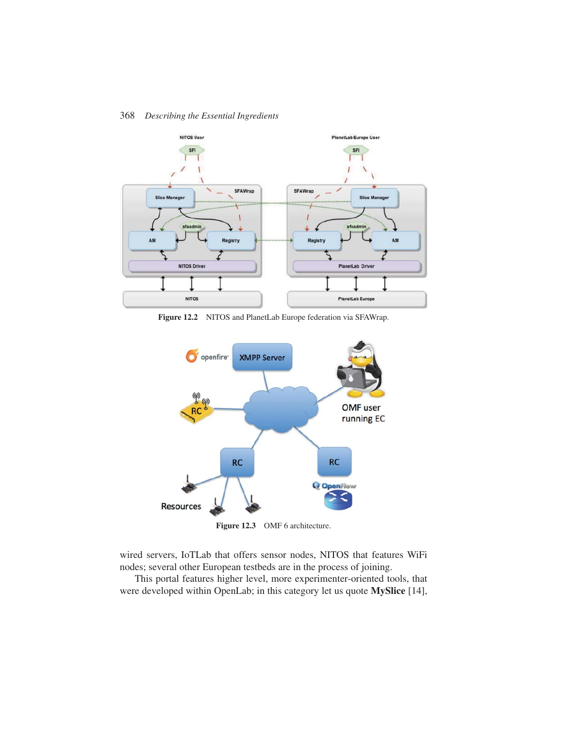Figure 12.2 NITOS and PlanetLab Europe federation via SFAWrap.

Figure 12.3 OMF 6 architecture.

wired servers, IoTLab that offers sensor nodes, NITOS that features WiFi nodes; several other European testbeds are in the process of joining.

This portal features higher level, more experimenter-oriented tools, that were developed within OpenLab; in this category let us quote **MySlice** [14],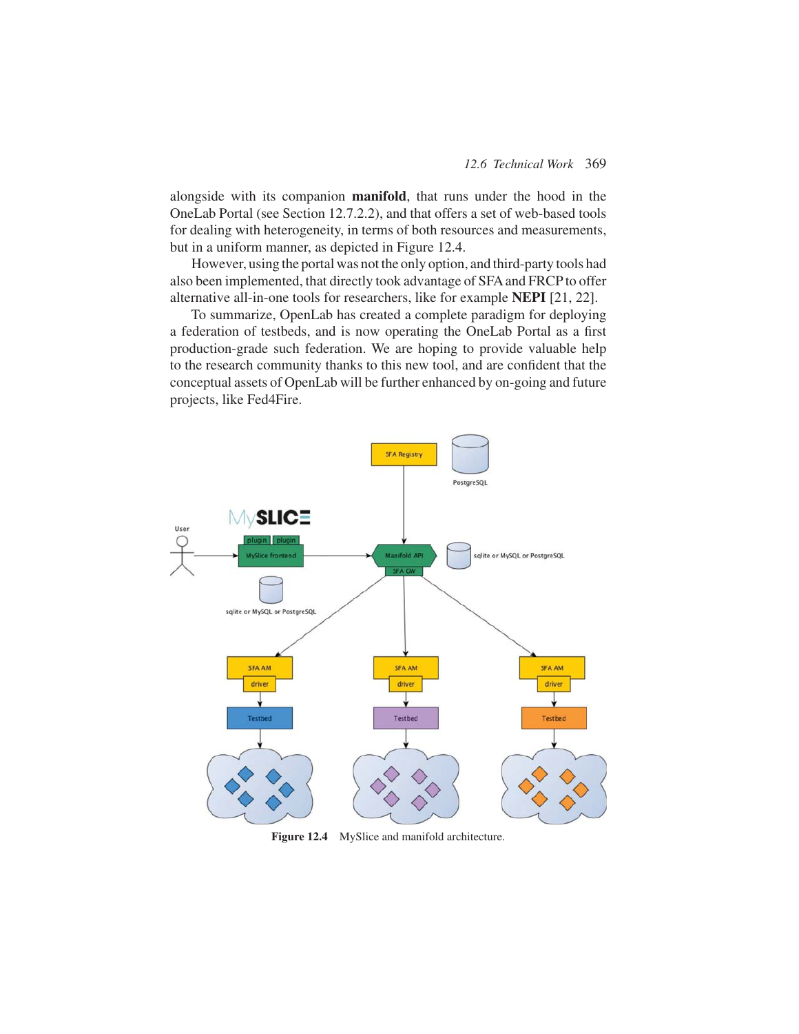alongside with its companion **manifold**, that runs under the hood in the OneLab Portal (see Section 12.7.2.2), and that offers a set of web-based tools for dealing with heterogeneity, in terms of both resources and measurements, but in a uniform manner, as depicted in Figure 12.4.

However, using the portal was not the only option, and third-party tools had also been implemented, that directly took advantage of SFA and FRCP to offer alternative all-in-one tools for researchers, like for example **NEPI** [21, 22].

To summarize, OpenLab has created a complete paradigm for deploying a federation of testbeds, and is now operating the OneLab Portal as a first production-grade such federation. We are hoping to provide valuable help to the research community thanks to this new tool, and are confident that the conceptual assets of OpenLab will be further enhanced by on-going and future projects, like Fed4Fire.

**Figure 12.4** MySlice and manifold architecture.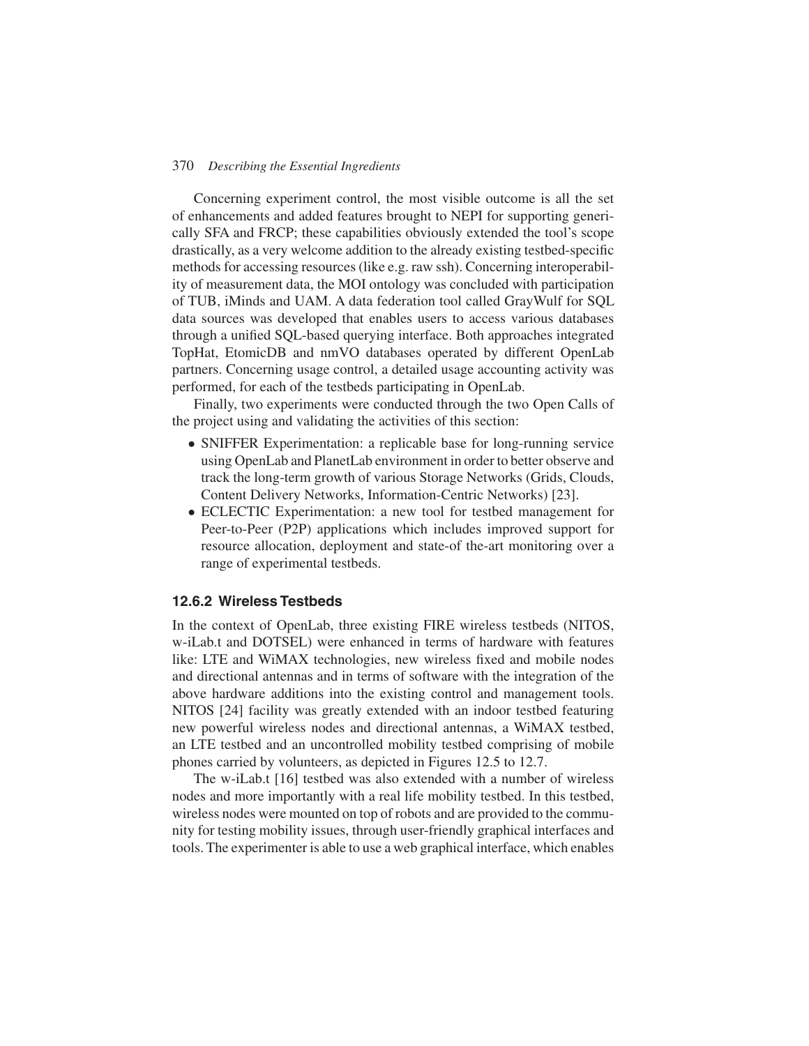Concerning experiment control, the most visible outcome is all the set of enhancements and added features brought to NEPI for supporting generically SFA and FRCP; these capabilities obviously extended the tool's scope drastically, as a very welcome addition to the already existing testbed-specific methods for accessing resources (like e.g. raw ssh). Concerning interoperability of measurement data, the MOI ontology was concluded with participation of TUB, iMinds and UAM. A data federation tool called GrayWulf for SQL data sources was developed that enables users to access various databases through a unified SQL-based querying interface. Both approaches integrated TopHat, EtomicDB and nmVO databases operated by different OpenLab partners. Concerning usage control, a detailed usage accounting activity was performed, for each of the testbeds participating in OpenLab.

Finally, two experiments were conducted through the two Open Calls of the project using and validating the activities of this section:

- SNIFFER Experimentation: a replicable base for long-running service using OpenLab and PlanetLab environment in order to better observe and track the long-term growth of various Storage Networks (Grids, Clouds, Content Delivery Networks, Information-Centric Networks) [23].
- ECLECTIC Experimentation: a new tool for testbed management for Peer-to-Peer (P2P) applications which includes improved support for resource allocation, deployment and state-of the-art monitoring over a range of experimental testbeds.

### 12.6.2 Wireless Testbeds

In the context of OpenLab, three existing FIRE wireless testbeds (NITOS, w-iLab.t and DOTSEL) were enhanced in terms of hardware with features like: LTE and WiMAX technologies, new wireless fixed and mobile nodes and directional antennas and in terms of software with the integration of the above hardware additions into the existing control and management tools. NITOS [24] facility was greatly extended with an indoor testbed featuring new powerful wireless nodes and directional antennas, a WiMAX testbed, an LTE testbed and an uncontrolled mobility testbed comprising of mobile phones carried by volunteers, as depicted in Figures 12.5 to 12.7.

The w-iLab.t [16] testbed was also extended with a number of wireless nodes and more importantly with a real life mobility testbed. In this testbed, wireless nodes were mounted on top of robots and are provided to the community for testing mobility issues, through user-friendly graphical interfaces and tools. The experimenter is able to use a web graphical interface, which enables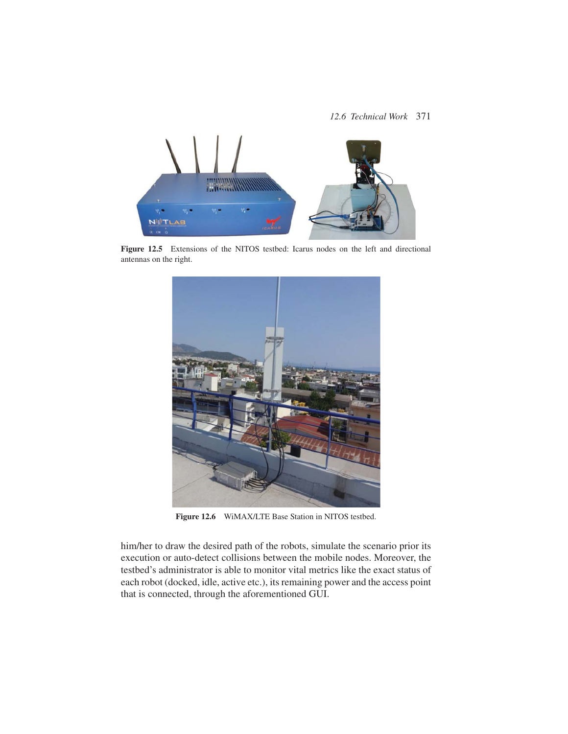Figure 12.5 Extensions of the NITOS testbed: Icarus nodes on the left and directional antennas on the right.

Figure 12.6 WiMAX/LTE Base Station in NITOS testbed.

him/her to draw the desired path of the robots, simulate the scenario prior its execution or auto-detect collisions between the mobile nodes. Moreover, the testbed's administrator is able to monitor vital metrics like the exact status of each robot (docked, idle, active etc.), its remaining power and the access point that is connected, through the aforementioned GUI.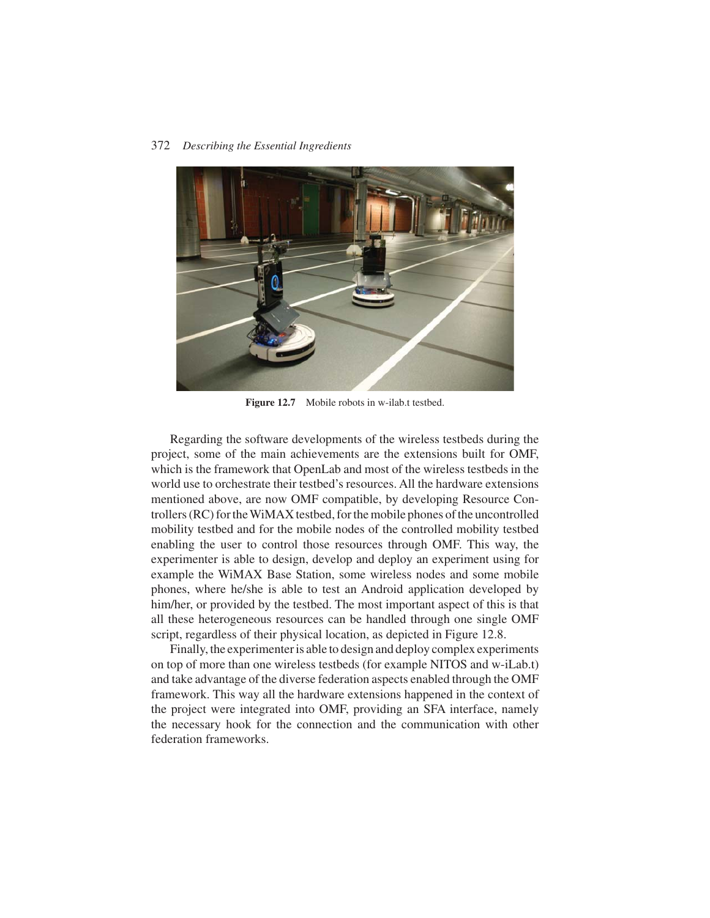**Figure 12.7** Mobile robots in w-ilab.t testbed.

Regarding the software developments of the wireless testbeds during the project, some of the main achievements are the extensions built for OMF, which is the framework that OpenLab and most of the wireless testbeds in the world use to orchestrate their testbed's resources. All the hardware extensions mentioned above, are now OMF compatible, by developing Resource Controllers (RC) for the WiMAX testbed, for the mobile phones of the uncontrolled mobility testbed and for the mobile nodes of the controlled mobility testbed enabling the user to control those resources through OMF. This way, the experimenter is able to design, develop and deploy an experiment using for example the WiMAX Base Station, some wireless nodes and some mobile phones, where he/she is able to test an Android application developed by him/her, or provided by the testbed. The most important aspect of this is that all these heterogeneous resources can be handled through one single OMF script, regardless of their physical location, as depicted in Figure 12.8.

Finally, the experimenter is able to design and deploy complex experiments on top of more than one wireless testbeds (for example NITOS and w-iLab.t) and take advantage of the diverse federation aspects enabled through the OMF framework. This way all the hardware extensions happened in the context of the project were integrated into OMF, providing an SFA interface, namely the necessary hook for the connection and the communication with other federation frameworks.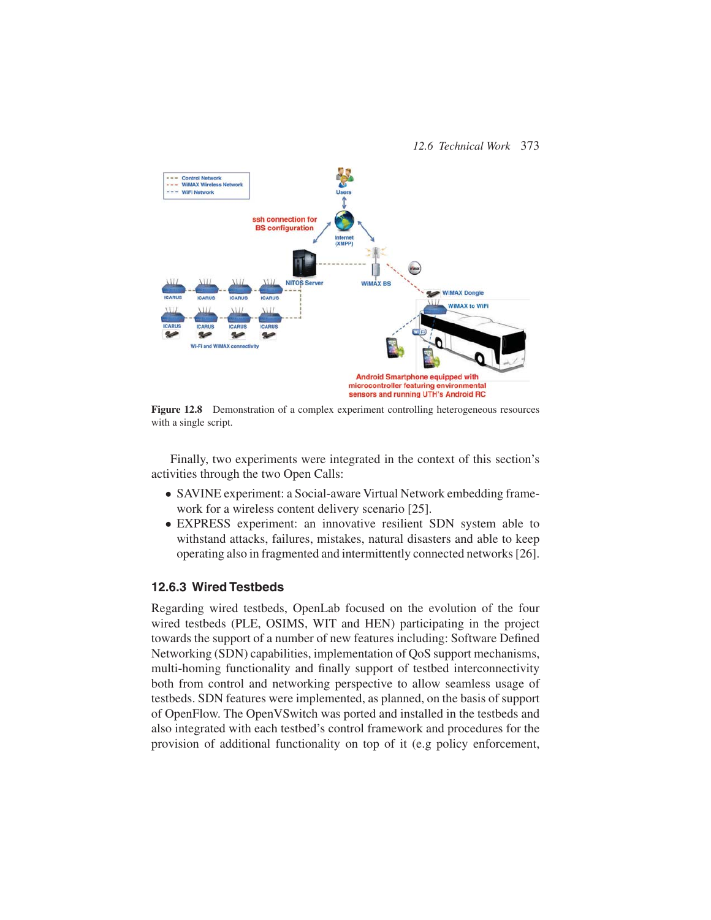Figure 12.8 Demonstration of a complex experiment controlling heterogeneous resources with a single script.

Finally, two experiments were integrated in the context of this section's activities through the two Open Calls:

- SAVINE experiment: a Social-aware Virtual Network embedding framework for a wireless content delivery scenario [25].
- EXPRESS experiment: an innovative resilient SDN system able to withstand attacks, failures, mistakes, natural disasters and able to keep operating also in fragmented and intermittently connected networks [26].

### 12.6.3 Wired Testbeds

Regarding wired testbeds, OpenLab focused on the evolution of the four wired testbeds (PLE, OSIMS, WIT and HEN) participating in the project towards the support of a number of new features including: Software Defined Networking (SDN) capabilities, implementation of QoS support mechanisms, multi-homing functionality and finally support of testbed interconnectivity both from control and networking perspective to allow seamless usage of testbeds. SDN features were implemented, as planned, on the basis of support of OpenFlow. The OpenVSwitch was ported and installed in the testbeds and also integrated with each testbed's control framework and procedures for the provision of additional functionality on top of it (e.g policy enforcement,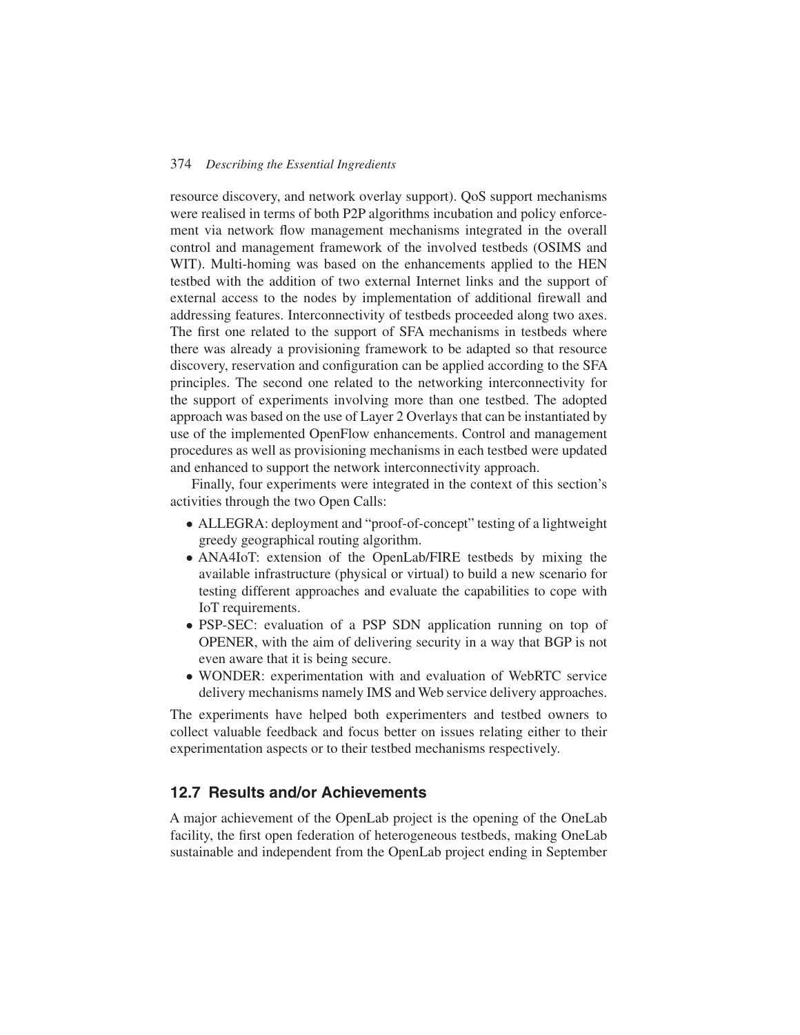resource discovery, and network overlay support). QoS support mechanisms were realised in terms of both P2P algorithms incubation and policy enforcement via network flow management mechanisms integrated in the overall control and management framework of the involved testbeds (OSIMS and WIT). Multi-homing was based on the enhancements applied to the HEN testbed with the addition of two external Internet links and the support of external access to the nodes by implementation of additional firewall and addressing features. Interconnectivity of testbeds proceeded along two axes. The first one related to the support of SFA mechanisms in testbeds where there was already a provisioning framework to be adapted so that resource discovery, reservation and configuration can be applied according to the SFA principles. The second one related to the networking interconnectivity for the support of experiments involving more than one testbed. The adopted approach was based on the use of Layer 2 Overlays that can be instantiated by use of the implemented OpenFlow enhancements. Control and management procedures as well as provisioning mechanisms in each testbed were updated and enhanced to support the network interconnectivity approach.

Finally, four experiments were integrated in the context of this section's activities through the two Open Calls:

- ALLEGRA: deployment and "proof-of-concept" testing of a lightweight greedy geographical routing algorithm.
- ANA4IoT: extension of the OpenLab/FIRE testbeds by mixing the available infrastructure (physical or virtual) to build a new scenario for testing different approaches and evaluate the capabilities to cope with IoT requirements.
- PSP-SEC: evaluation of a PSP SDN application running on top of OPENER, with the aim of delivering security in a way that BGP is not even aware that it is being secure.
- WONDER: experimentation with and evaluation of WebRTC service delivery mechanisms namely IMS and Web service delivery approaches.

The experiments have helped both experimenters and testbed owners to collect valuable feedback and focus better on issues relating either to their experimentation aspects or to their testbed mechanisms respectively.

## 12.7 Results and/or Achievements

A major achievement of the OpenLab project is the opening of the OneLab facility, the first open federation of heterogeneous testbeds, making OneLab sustainable and independent from the OpenLab project ending in September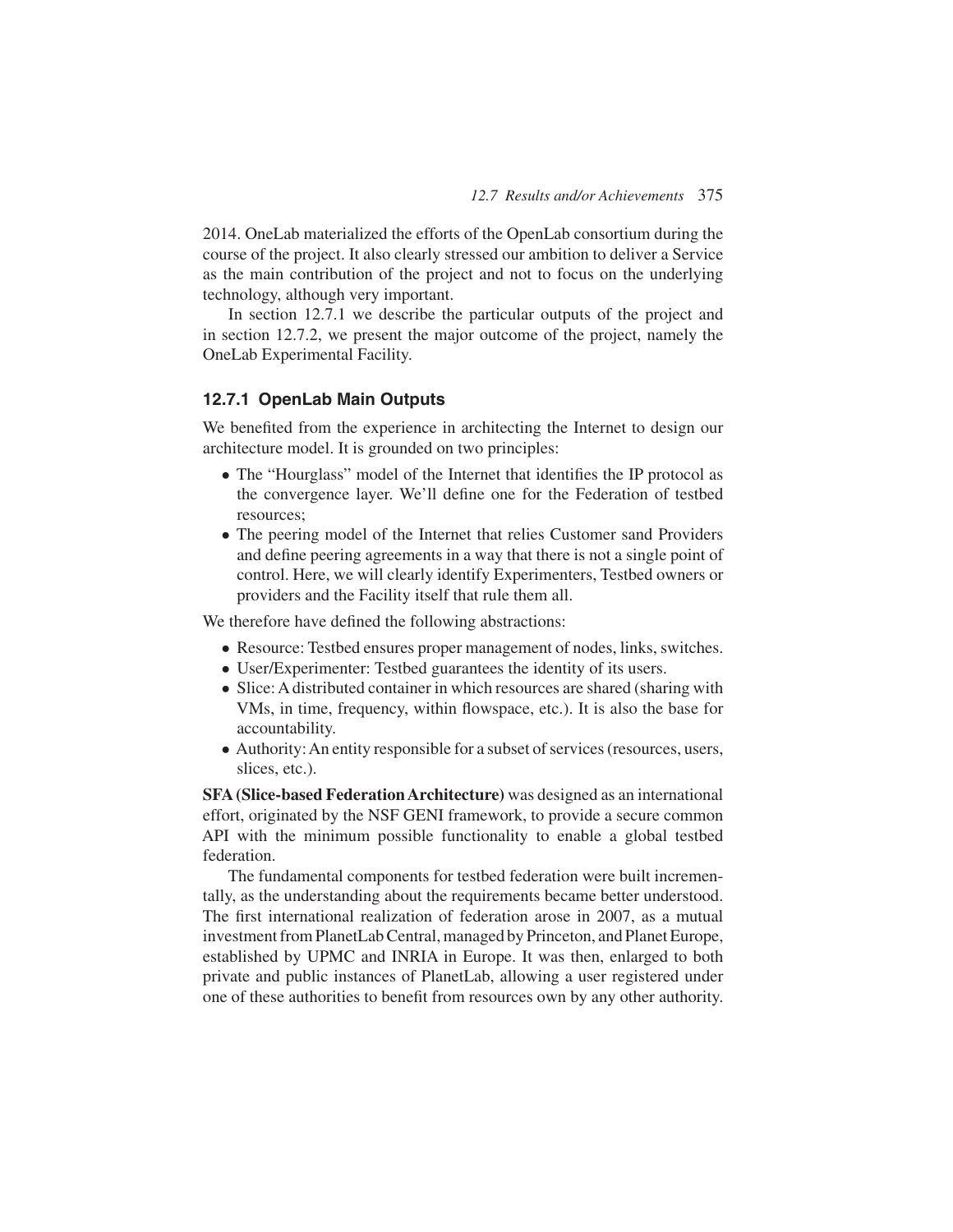2014. OneLab materialized the efforts of the OpenLab consortium during the course of the project. It also clearly stressed our ambition to deliver a Service as the main contribution of the project and not to focus on the underlying technology, although very important.

In section 12.7.1 we describe the particular outputs of the project and in section 12.7.2, we present the major outcome of the project, namely the OneLab Experimental Facility.

### 12.7.1 OpenLab Main Outputs

We benefited from the experience in architecting the Internet to design our architecture model. It is grounded on two principles:

- The "Hourglass" model of the Internet that identifies the IP protocol as the convergence layer. We'll define one for the Federation of testbed resources;
- The peering model of the Internet that relies Customer sand Providers and define peering agreements in a way that there is not a single point of control. Here, we will clearly identify Experimenters, Testbed owners or providers and the Facility itself that rule them all.

We therefore have defined the following abstractions:

- Resource: Testbed ensures proper management of nodes, links, switches.
- User/Experimenter: Testbed guarantees the identity of its users.
- Slice: A distributed container in which resources are shared (sharing with VMs, in time, frequency, within flowspace, etc.). It is also the base for accountability.
- Authority: An entity responsible for a subset of services (resources, users, slices, etc.).

**SFA (Slice-based Federation Architecture)** was designed as an international effort, originated by the NSF GENI framework, to provide a secure common API with the minimum possible functionality to enable a global testbed federation.

The fundamental components for testbed federation were built incrementally, as the understanding about the requirements became better understood. The first international realization of federation arose in 2007, as a mutual investment from PlanetLab Central, managed by Princeton, and Planet Europe, established by UPMC and INRIA in Europe. It was then, enlarged to both private and public instances of PlanetLab, allowing a user registered under one of these authorities to benefit from resources own by any other authority.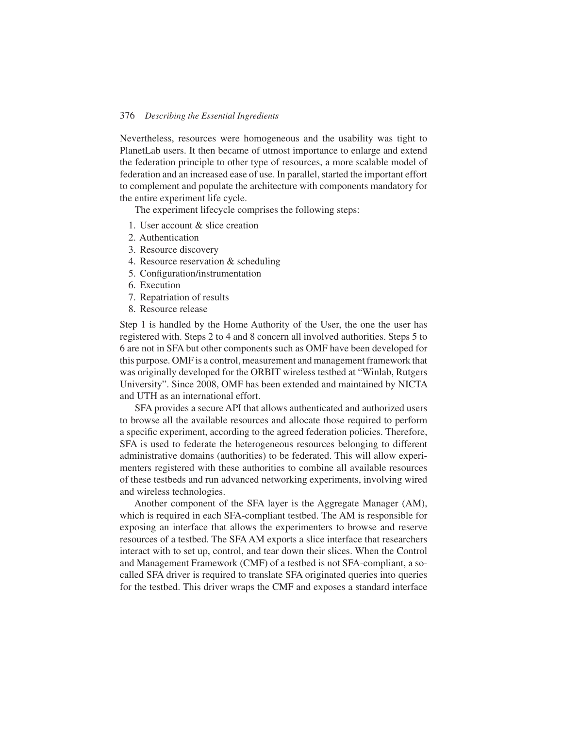Nevertheless, resources were homogeneous and the usability was tight to PlanetLab users. It then became of utmost importance to enlarge and extend the federation principle to other type of resources, a more scalable model of federation and an increased ease of use. In parallel, started the important effort to complement and populate the architecture with components mandatory for the entire experiment life cycle.

The experiment lifecycle comprises the following steps:

1. User account & slice creation
2. Authentication
3. Resource discovery
4. Resource reservation & scheduling
5. Configuration/instrumentation
6. Execution
7. Repatriation of results
8. Resource release

Step 1 is handled by the Home Authority of the User, the one the user has registered with. Steps 2 to 4 and 8 concern all involved authorities. Steps 5 to 6 are not in SFA but other components such as OMF have been developed for this purpose. OMF is a control, measurement and management framework that was originally developed for the ORBIT wireless testbed at "Winlab, Rutgers University". Since 2008, OMF has been extended and maintained by NICTA and UTH as an international effort.

SFA provides a secure API that allows authenticated and authorized users to browse all the available resources and allocate those required to perform a specific experiment, according to the agreed federation policies. Therefore, SFA is used to federate the heterogeneous resources belonging to different administrative domains (authorities) to be federated. This will allow experimenters registered with these authorities to combine all available resources of these testbeds and run advanced networking experiments, involving wired and wireless technologies.

Another component of the SFA layer is the Aggregate Manager (AM), which is required in each SFA-compliant testbed. The AM is responsible for exposing an interface that allows the experimenters to browse and reserve resources of a testbed. The SFA AM exports a slice interface that researchers interact with to set up, control, and tear down their slices. When the Control and Management Framework (CMF) of a testbed is not SFA-compliant, a so-called SFA driver is required to translate SFA originated queries into queries for the testbed. This driver wraps the CMF and exposes a standard interface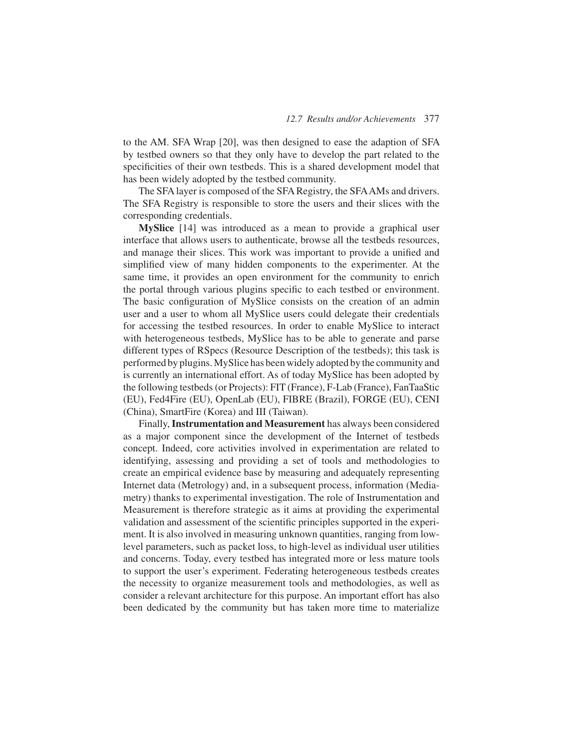to the AM. SFA Wrap [20], was then designed to ease the adaption of SFA by testbed owners so that they only have to develop the part related to the specificities of their own testbeds. This is a shared development model that has been widely adopted by the testbed community.

The SFA layer is composed of the SFA Registry, the SFA AMs and drivers. The SFA Registry is responsible to store the users and their slices with the corresponding credentials.

**MySlice** [14] was introduced as a mean to provide a graphical user interface that allows users to authenticate, browse all the testbeds resources, and manage their slices. This work was important to provide a unified and simplified view of many hidden components to the experimenter. At the same time, it provides an open environment for the community to enrich the portal through various plugins specific to each testbed or environment. The basic configuration of MySlice consists on the creation of an admin user and a user to whom all MySlice users could delegate their credentials for accessing the testbed resources. In order to enable MySlice to interact with heterogeneous testbeds, MySlice has to be able to generate and parse different types of RSpecs (Resource Description of the testbeds); this task is performed by plugins. MySlice has been widely adopted by the community and is currently an international effort. As of today MySlice has been adopted by the following testbeds (or Projects): FIT (France), F-Lab (France), FanTaaStic (EU), Fed4Fire (EU), OpenLab (EU), FIBRE (Brazil), FORGE (EU), CENI (China), SmartFire (Korea) and III (Taiwan).

Finally, **Instrumentation and Measurement** has always been considered as a major component since the development of the Internet of testbeds concept. Indeed, core activities involved in experimentation are related to identifying, assessing and providing a set of tools and methodologies to create an empirical evidence base by measuring and adequately representing Internet data (Metrology) and, in a subsequent process, information (Mediametry) thanks to experimental investigation. The role of Instrumentation and Measurement is therefore strategic as it aims at providing the experimental validation and assessment of the scientific principles supported in the experiment. It is also involved in measuring unknown quantities, ranging from low-level parameters, such as packet loss, to high-level as individual user utilities and concerns. Today, every testbed has integrated more or less mature tools to support the user's experiment. Federating heterogeneous testbeds creates the necessity to organize measurement tools and methodologies, as well as consider a relevant architecture for this purpose. An important effort has also been dedicated by the community but has taken more time to materialize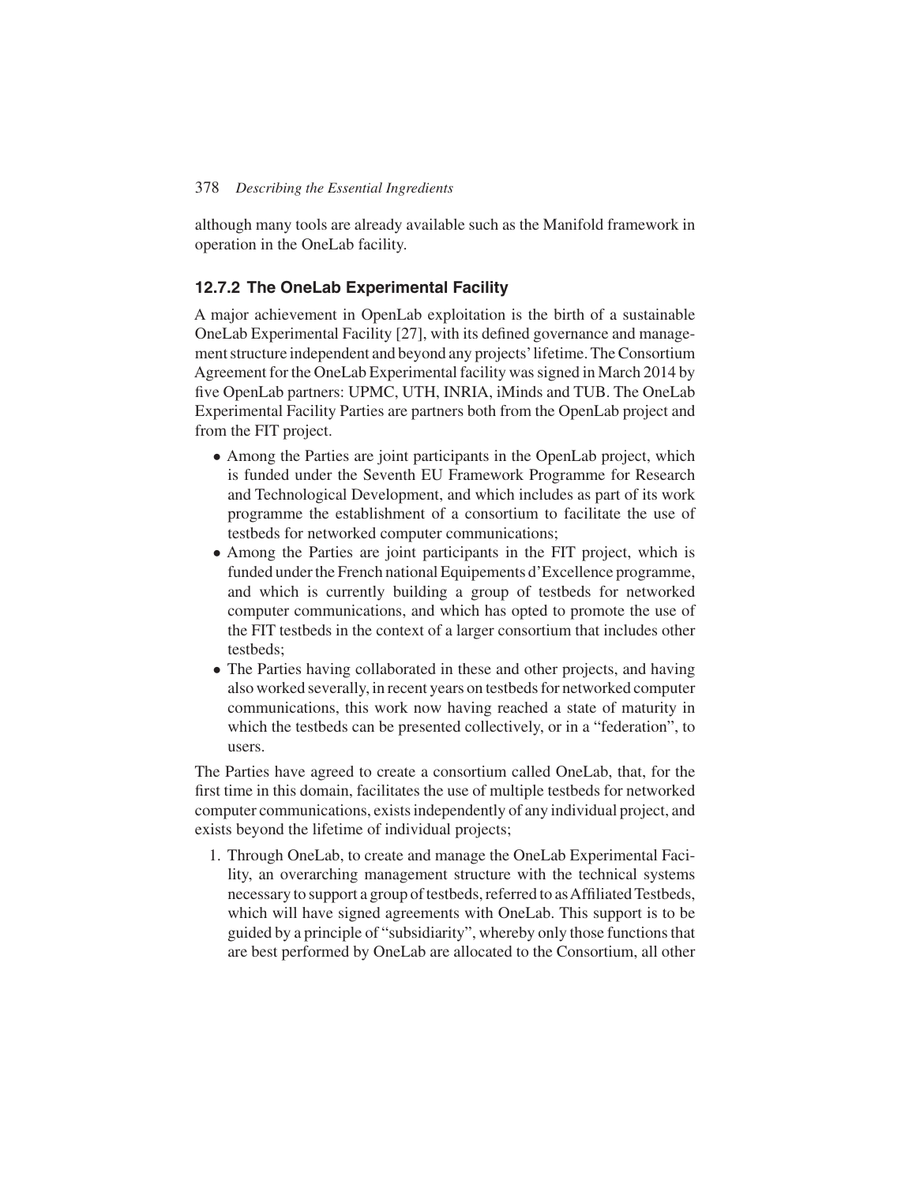although many tools are already available such as the Manifold framework in operation in the OneLab facility.

### 12.7.2 The OneLab Experimental Facility

A major achievement in OpenLab exploitation is the birth of a sustainable OneLab Experimental Facility [27], with its defined governance and management structure independent and beyond any projects' lifetime. The Consortium Agreement for the OneLab Experimental facility was signed in March 2014 by five OpenLab partners: UPMC, UTH, INRIA, iMinds and TUB. The OneLab Experimental Facility Parties are partners both from the OpenLab project and from the FIT project.

- Among the Parties are joint participants in the OpenLab project, which is funded under the Seventh EU Framework Programme for Research and Technological Development, and which includes as part of its work programme the establishment of a consortium to facilitate the use of testbeds for networked computer communications;
- Among the Parties are joint participants in the FIT project, which is funded under the French national Equipements d'Excellence programme, and which is currently building a group of testbeds for networked computer communications, and which has opted to promote the use of the FIT testbeds in the context of a larger consortium that includes other testbeds;
- The Parties having collaborated in these and other projects, and having also worked severally, in recent years on testbeds for networked computer communications, this work now having reached a state of maturity in which the testbeds can be presented collectively, or in a "federation", to users.

The Parties have agreed to create a consortium called OneLab, that, for the first time in this domain, facilitates the use of multiple testbeds for networked computer communications, exists independently of any individual project, and exists beyond the lifetime of individual projects;

1. Through OneLab, to create and manage the OneLab Experimental Facility, an overarching management structure with the technical systems necessary to support a group of testbeds, referred to as Affiliated Testbeds, which will have signed agreements with OneLab. This support is to be guided by a principle of "subsidiarity", whereby only those functions that are best performed by OneLab are allocated to the Consortium, all other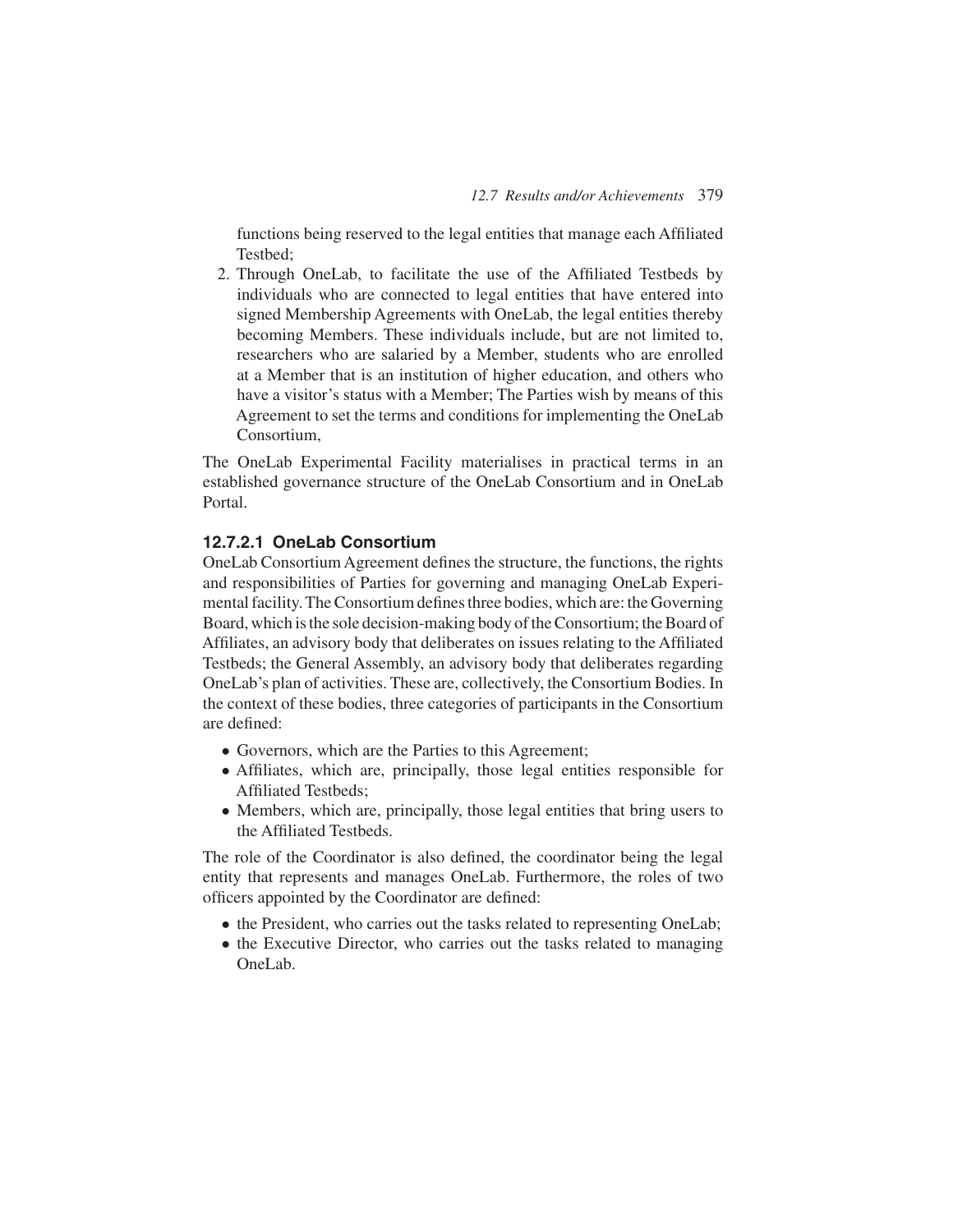functions being reserved to the legal entities that manage each Affiliated Testbed;

2. Through OneLab, to facilitate the use of the Affiliated Testbeds by individuals who are connected to legal entities that have entered into signed Membership Agreements with OneLab, the legal entities thereby becoming Members. These individuals include, but are not limited to, researchers who are salaried by a Member, students who are enrolled at a Member that is an institution of higher education, and others who have a visitor's status with a Member; The Parties wish by means of this Agreement to set the terms and conditions for implementing the OneLab Consortium,

The OneLab Experimental Facility materialises in practical terms in an established governance structure of the OneLab Consortium and in OneLab Portal.

#### 12.7.2.1 OneLab Consortium

OneLab Consortium Agreement defines the structure, the functions, the rights and responsibilities of Parties for governing and managing OneLab Experimental facility. The Consortium defines three bodies, which are: the Governing Board, which is the sole decision-making body of the Consortium; the Board of Affiliates, an advisory body that deliberates on issues relating to the Affiliated Testbeds; the General Assembly, an advisory body that deliberates regarding OneLab's plan of activities. These are, collectively, the Consortium Bodies. In the context of these bodies, three categories of participants in the Consortium are defined:

- Governors, which are the Parties to this Agreement;
- Affiliates, which are, principally, those legal entities responsible for Affiliated Testbeds;
- Members, which are, principally, those legal entities that bring users to the Affiliated Testbeds.

The role of the Coordinator is also defined, the coordinator being the legal entity that represents and manages OneLab. Furthermore, the roles of two officers appointed by the Coordinator are defined:

- the President, who carries out the tasks related to representing OneLab;
- the Executive Director, who carries out the tasks related to managing OneLab.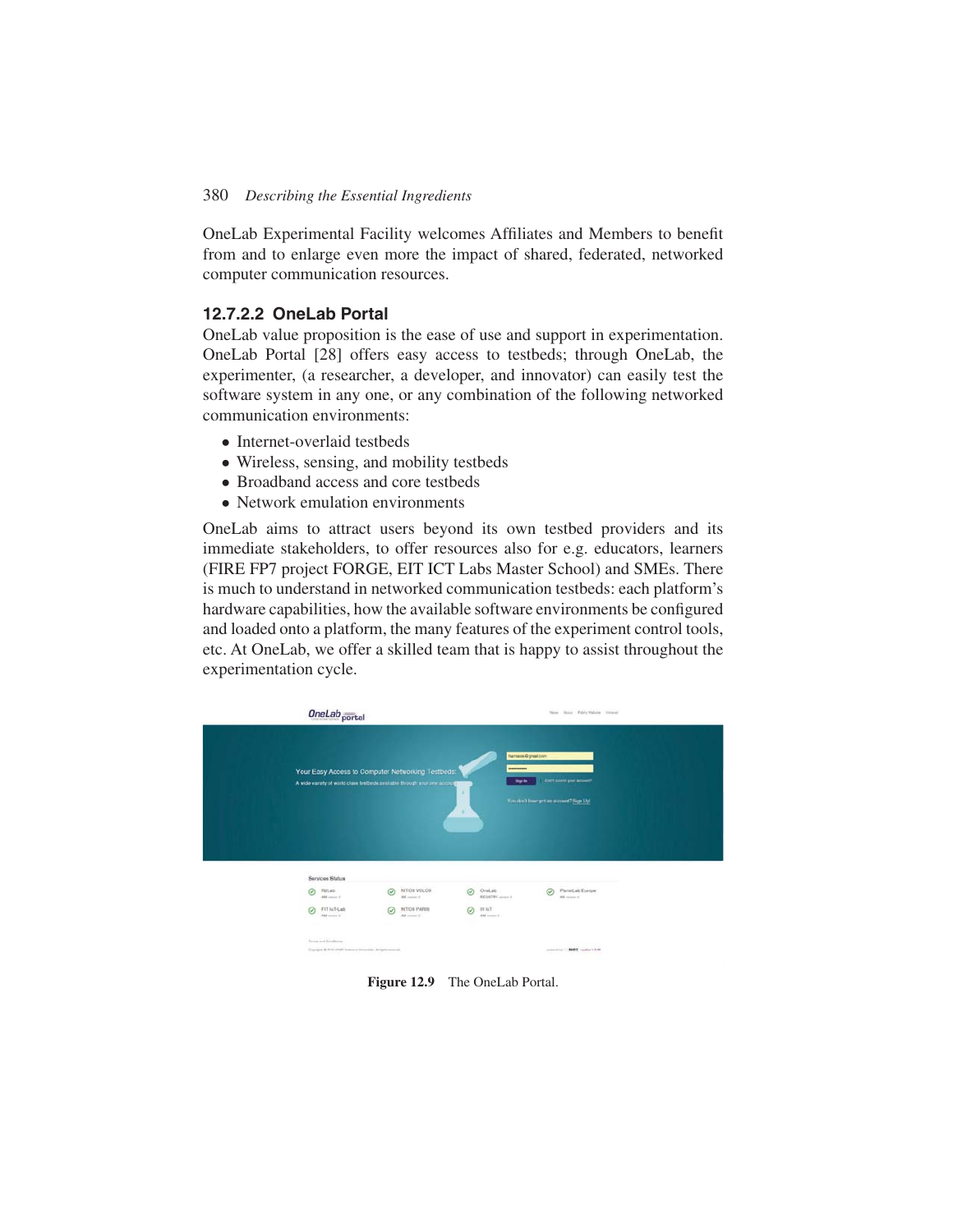OneLab Experimental Facility welcomes Affiliates and Members to benefit from and to enlarge even more the impact of shared, federated, networked computer communication resources.

#### 12.7.2.2 OneLab Portal

OneLab value proposition is the ease of use and support in experimentation. OneLab Portal [28] offers easy access to testbeds; through OneLab, the experimenter, (a researcher, a developer, and innovator) can easily test the software system in any one, or any combination of the following networked communication environments:

- Internet-overlaid testbeds
- Wireless, sensing, and mobility testbeds
- Broadband access and core testbeds
- Network emulation environments

OneLab aims to attract users beyond its own testbed providers and its immediate stakeholders, to offer resources also for e.g. educators, learners (FIRE FP7 project FORGE, EIT ICT Labs Master School) and SMEs. There is much to understand in networked communication testbeds: each platform's hardware capabilities, how the available software environments be configured and loaded onto a platform, the many features of the experiment control tools, etc. At OneLab, we offer a skilled team that is happy to assist throughout the experimentation cycle.

**Figure 12.9** The OneLab Portal.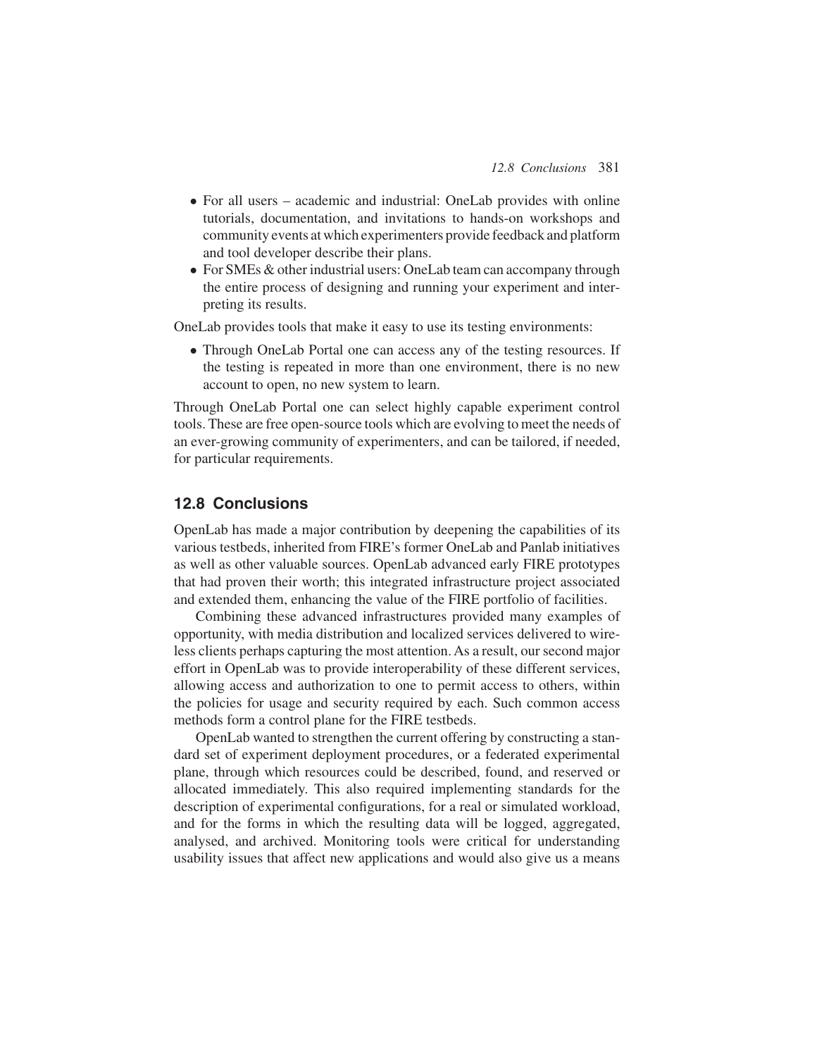- For all users – academic and industrial: OneLab provides with online tutorials, documentation, and invitations to hands-on workshops and community events at which experimenters provide feedback and platform and tool developer describe their plans.
- For SMEs & other industrial users: OneLab team can accompany through the entire process of designing and running your experiment and interpreting its results.

OneLab provides tools that make it easy to use its testing environments:

- Through OneLab Portal one can access any of the testing resources. If the testing is repeated in more than one environment, there is no new account to open, no new system to learn.

Through OneLab Portal one can select highly capable experiment control tools. These are free open-source tools which are evolving to meet the needs of an ever-growing community of experimenters, and can be tailored, if needed, for particular requirements.

## 12.8 Conclusions

OpenLab has made a major contribution by deepening the capabilities of its various testbeds, inherited from FIRE's former OneLab and Panlab initiatives as well as other valuable sources. OpenLab advanced early FIRE prototypes that had proven their worth; this integrated infrastructure project associated and extended them, enhancing the value of the FIRE portfolio of facilities.

Combining these advanced infrastructures provided many examples of opportunity, with media distribution and localized services delivered to wireless clients perhaps capturing the most attention. As a result, our second major effort in OpenLab was to provide interoperability of these different services, allowing access and authorization to one to permit access to others, within the policies for usage and security required by each. Such common access methods form a control plane for the FIRE testbeds.

OpenLab wanted to strengthen the current offering by constructing a standard set of experiment deployment procedures, or a federated experimental plane, through which resources could be described, found, and reserved or allocated immediately. This also required implementing standards for the description of experimental configurations, for a real or simulated workload, and for the forms in which the resulting data will be logged, aggregated, analysed, and archived. Monitoring tools were critical for understanding usability issues that affect new applications and would also give us a means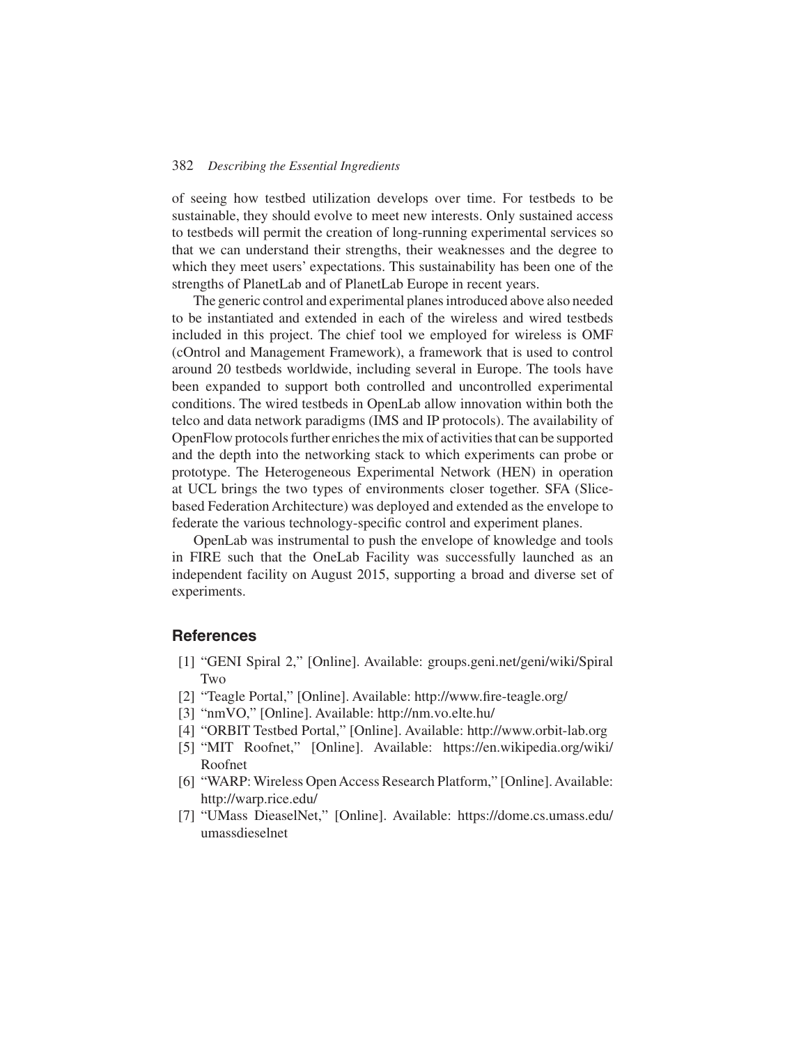of seeing how testbed utilization develops over time. For testbeds to be sustainable, they should evolve to meet new interests. Only sustained access to testbeds will permit the creation of long-running experimental services so that we can understand their strengths, their weaknesses and the degree to which they meet users' expectations. This sustainability has been one of the strengths of PlanetLab and of PlanetLab Europe in recent years.

The generic control and experimental planes introduced above also needed to be instantiated and extended in each of the wireless and wired testbeds included in this project. The chief tool we employed for wireless is OMF (cOntrol and Management Framework), a framework that is used to control around 20 testbeds worldwide, including several in Europe. The tools have been expanded to support both controlled and uncontrolled experimental conditions. The wired testbeds in OpenLab allow innovation within both the telco and data network paradigms (IMS and IP protocols). The availability of OpenFlow protocols further enriches the mix of activities that can be supported and the depth into the networking stack to which experiments can probe or prototype. The Heterogeneous Experimental Network (HEN) in operation at UCL brings the two types of environments closer together. SFA (Slice-based Federation Architecture) was deployed and extended as the envelope to federate the various technology-specific control and experiment planes.

OpenLab was instrumental to push the envelope of knowledge and tools in FIRE such that the OneLab Facility was successfully launched as an independent facility on August 2015, supporting a broad and diverse set of experiments.

## References

[1] "GENI Spiral 2," [Online]. Available: groups.geni.net/geni/wiki/Spiral Two

[2] "Teagle Portal," [Online]. Available: http://www.fire-teagle.org/

[3] "nmVO," [Online]. Available: http://nm.vo.elte.hu/

[4] "ORBIT Testbed Portal," [Online]. Available: http://www.orbit-lab.org

[5] "MIT Roofnet," [Online]. Available: https://en.wikipedia.org/wiki/Roofnet

[6] "WARP: Wireless Open Access Research Platform," [Online]. Available: http://warp.rice.edu/

[7] "UMass DieaselNet," [Online]. Available: https://dome.cs.umass.edu/umassdieselnet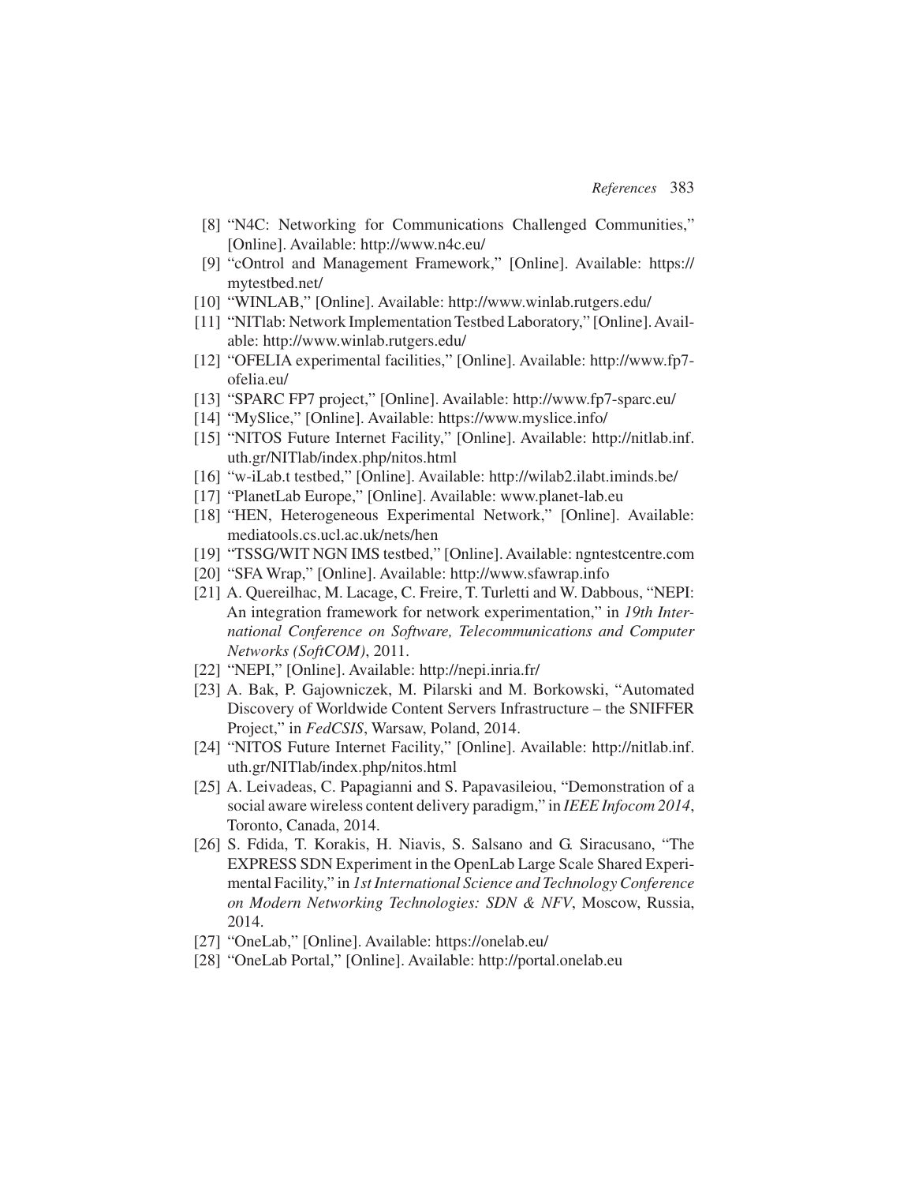[8] "N4C: Networking for Communications Challenged Communities," [Online]. Available: http://www.n4c.eu/

[9] "cOntrol and Management Framework," [Online]. Available: https://mytestbed.net/

[10] "WINLAB," [Online]. Available: http://www.winlab.rutgers.edu/

[11] "NITlab: Network Implementation Testbed Laboratory," [Online]. Available: http://www.winlab.rutgers.edu/

[12] "OFELIA experimental facilities," [Online]. Available: http://www.fp7-ofelia.eu/

[13] "SPARC FP7 project," [Online]. Available: http://www.fp7-sparc.eu/

[14] "MySlice," [Online]. Available: https://www.myslice.info/

[15] "NITOS Future Internet Facility," [Online]. Available: http://nitlab.inf.uth.gr/NITlab/index.php/nitos.html

[16] "w-iLab.t testbed," [Online]. Available: http://wilab2.ilabt.iminds.be/

[17] "PlanetLab Europe," [Online]. Available: www.planet-lab.eu

[18] "HEN, Heterogeneous Experimental Network," [Online]. Available: mediatools.cs.ucl.ac.uk/nets/hen

[19] "TSSG/WIT NGN IMS testbed," [Online]. Available: ngntestcentre.com

[20] "SFA Wrap," [Online]. Available: http://www.sfawrap.info

[21] A. Quereilhac, M. Lacage, C. Freire, T. Turletti and W. Dabbous, "NEPI: An integration framework for network experimentation," in *19th International Conference on Software, Telecommunications and Computer Networks (SoftCOM)*, 2011.

[22] "NEPI," [Online]. Available: http://nepi.inria.fr/

[23] A. Bak, P. Gajowniczek, M. Pilarski and M. Borkowski, "Automated Discovery of Worldwide Content Servers Infrastructure – the SNIFFER Project," in *FedCSIS*, Warsaw, Poland, 2014.

[24] "NITOS Future Internet Facility," [Online]. Available: http://nitlab.inf.uth.gr/NITlab/index.php/nitos.html

[25] A. Leivadeas, C. Papagianni and S. Papavasileiou, "Demonstration of a social aware wireless content delivery paradigm," in *IEEE Infocom 2014*, Toronto, Canada, 2014.

[26] S. Fdida, T. Korakis, H. Niavis, S. Salsano and G. Siracusano, "The EXPRESS SDN Experiment in the OpenLab Large Scale Shared Experimental Facility," in *1st International Science and Technology Conference on Modern Networking Technologies: SDN & NFV*, Moscow, Russia, 2014.

[27] "OneLab," [Online]. Available: https://onelab.eu/

[28] "OneLab Portal," [Online]. Available: http://portal.onelab.eu